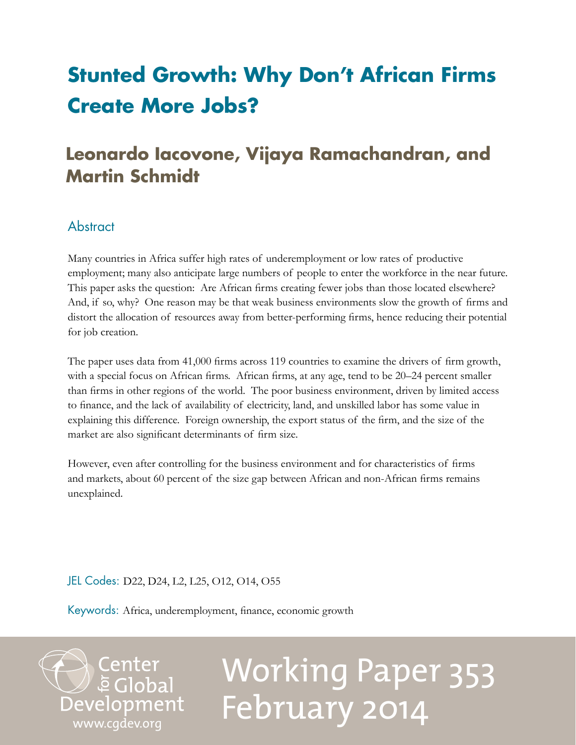# Stunted Growth: Why Don't African Firms Create More Jobs?

## Leonardo Iacovone, Vijaya Ramachandran, and Martin Schmidt

### Abstract

Many countries in Africa suffer high rates of underemployment or low rates of productive employment; many also anticipate large numbers of people to enter the workforce in the near future. This paper asks the question: Are African firms creating fewer jobs than those located elsewhere? And, if so, why? One reason may be that weak business environments slow the growth of firms and distort the allocation of resources away from better-performing firms, hence reducing their potential for job creation.

The paper uses data from 41,000 firms across 119 countries to examine the drivers of firm growth, with a special focus on African firms. African firms, at any age, tend to be 20–24 percent smaller than firms in other regions of the world. The poor business environment, driven by limited access to finance, and the lack of availability of electricity, land, and unskilled labor has some value in explaining this difference. Foreign ownership, the export status of the firm, and the size of the market are also significant determinants of firm size.

However, even after controlling for the business environment and for characteristics of firms and markets, about 60 percent of the size gap between African and non-African firms remains unexplained.

JEL Codes: D22, D24, L2, L25, O12, O14, O55

Keywords: Africa, underemployment, finance, economic growth

Center for Global Development
www.cgdev.org

Working Paper 353
February 2014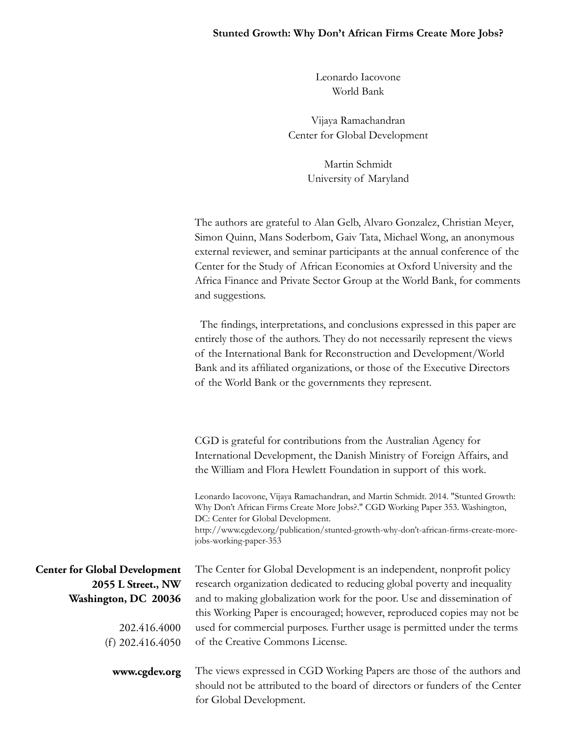**Stunted Growth: Why Don't African Firms Create More Jobs?**

Leonardo Iacovone
World Bank

Vijaya Ramachandran
Center for Global Development

Martin Schmidt
University of Maryland

The authors are grateful to Alan Gelb, Alvaro Gonzalez, Christian Meyer, Simon Quinn, Mans Soderbom, Gaiv Tata, Michael Wong, an anonymous external reviewer, and seminar participants at the annual conference of the Center for the Study of African Economies at Oxford University and the Africa Finance and Private Sector Group at the World Bank, for comments and suggestions.

The findings, interpretations, and conclusions expressed in this paper are entirely those of the authors. They do not necessarily represent the views of the International Bank for Reconstruction and Development/World Bank and its affiliated organizations, or those of the Executive Directors of the World Bank or the governments they represent.

CGD is grateful for contributions from the Australian Agency for International Development, the Danish Ministry of Foreign Affairs, and the William and Flora Hewlett Foundation in support of this work.

Leonardo Iacovone, Vijaya Ramachandran, and Martin Schmidt. 2014. "Stunted Growth: Why Don't African Firms Create More Jobs?." CGD Working Paper 353. Washington, DC: Center for Global Development.
http://www.cgdev.org/publication/stunted-growth-why-don't-african-firms-create-more-jobs-working-paper-353

**Center for Global Development**
**2055 L Street., NW**
**Washington, DC 20036**

202.416.4000
(f) 202.416.4050

**www.cgdev.org**

The Center for Global Development is an independent, nonprofit policy research organization dedicated to reducing global poverty and inequality and to making globalization work for the poor. Use and dissemination of this Working Paper is encouraged; however, reproduced copies may not be used for commercial purposes. Further usage is permitted under the terms of the Creative Commons License.

The views expressed in CGD Working Papers are those of the authors and should not be attributed to the board of directors or funders of the Center for Global Development.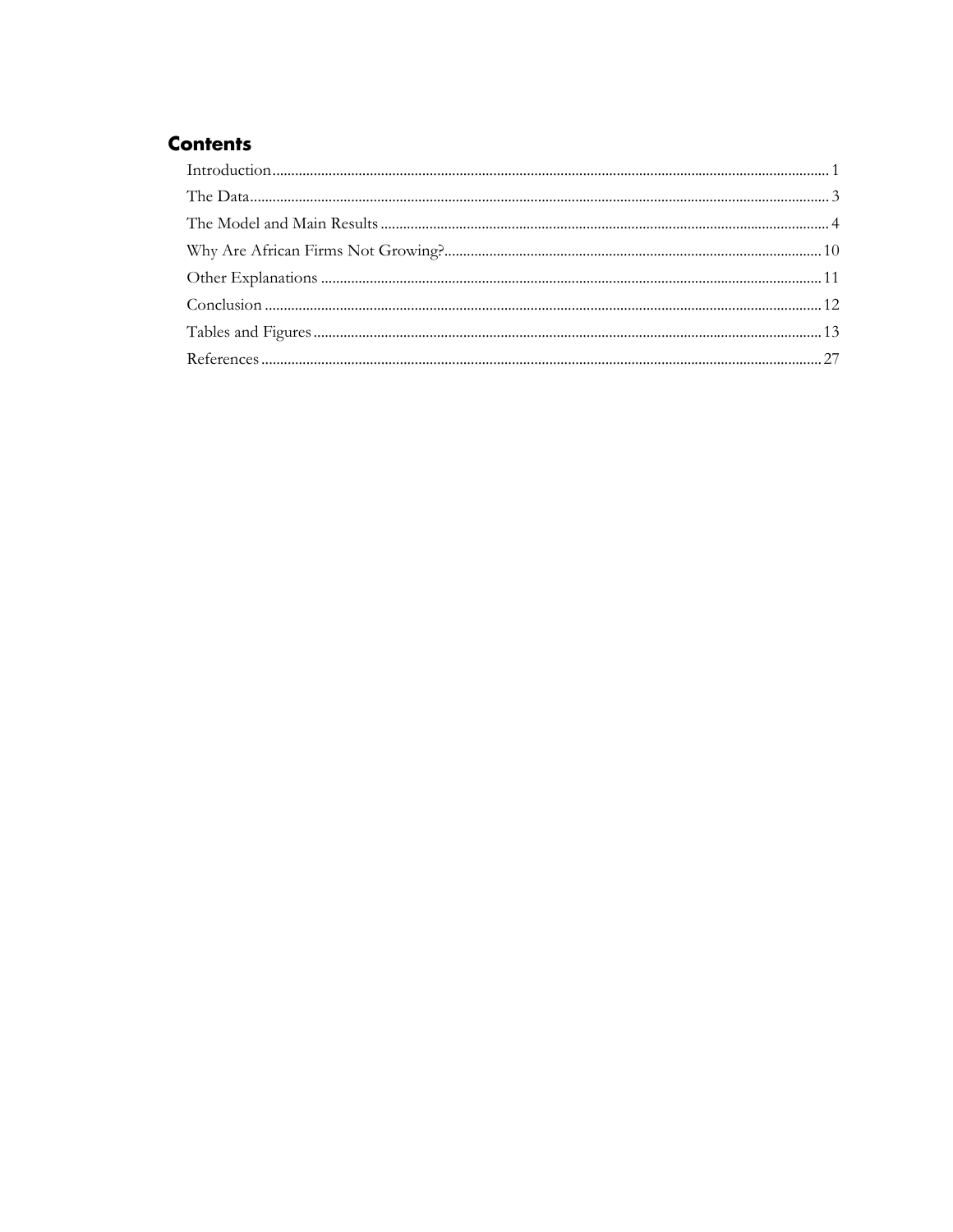## Contents

Introduction ........................................................................................................................................... 1

The Data.................................................................................................................................................. 3

The Model and Main Results ................................................................................................................ 4

Why Are African Firms Not Growing?.............................................................................................. 10

Other Explanations .............................................................................................................................. 11

Conclusion ............................................................................................................................................. 12

Tables and Figures ................................................................................................................................ 13

References ............................................................................................................................................. 27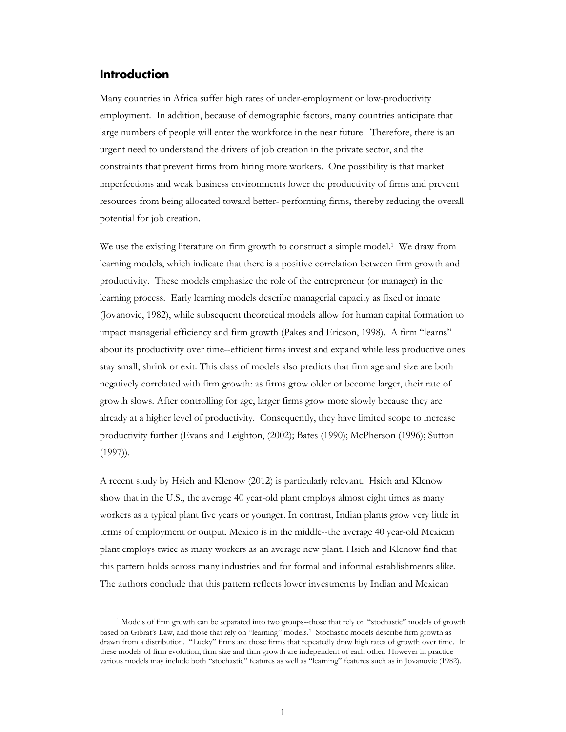## Introduction

Many countries in Africa suffer high rates of under-employment or low-productivity employment. In addition, because of demographic factors, many countries anticipate that large numbers of people will enter the workforce in the near future. Therefore, there is an urgent need to understand the drivers of job creation in the private sector, and the constraints that prevent firms from hiring more workers. One possibility is that market imperfections and weak business environments lower the productivity of firms and prevent resources from being allocated toward better- performing firms, thereby reducing the overall potential for job creation.

We use the existing literature on firm growth to construct a simple model.[1] We draw from learning models, which indicate that there is a positive correlation between firm growth and productivity. These models emphasize the role of the entrepreneur (or manager) in the learning process. Early learning models describe managerial capacity as fixed or innate (Jovanovic, 1982), while subsequent theoretical models allow for human capital formation to impact managerial efficiency and firm growth (Pakes and Ericson, 1998). A firm "learns" about its productivity over time--efficient firms invest and expand while less productive ones stay small, shrink or exit. This class of models also predicts that firm age and size are both negatively correlated with firm growth: as firms grow older or become larger, their rate of growth slows. After controlling for age, larger firms grow more slowly because they are already at a higher level of productivity. Consequently, they have limited scope to increase productivity further (Evans and Leighton, (2002); Bates (1990); McPherson (1996); Sutton (1997)).

A recent study by Hsieh and Klenow (2012) is particularly relevant. Hsieh and Klenow show that in the U.S., the average 40 year-old plant employs almost eight times as many workers as a typical plant five years or younger. In contrast, Indian plants grow very little in terms of employment or output. Mexico is in the middle--the average 40 year-old Mexican plant employs twice as many workers as an average new plant. Hsieh and Klenow find that this pattern holds across many industries and for formal and informal establishments alike. The authors conclude that this pattern reflects lower investments by Indian and Mexican

[1] Models of firm growth can be separated into two groups--those that rely on "stochastic" models of growth based on Gibrat's Law, and those that rely on "learning" models.[1] Stochastic models describe firm growth as drawn from a distribution. "Lucky" firms are those firms that repeatedly draw high rates of growth over time. In these models of firm evolution, firm size and firm growth are independent of each other. However in practice various models may include both "stochastic" features as well as "learning" features such as in Jovanovic (1982).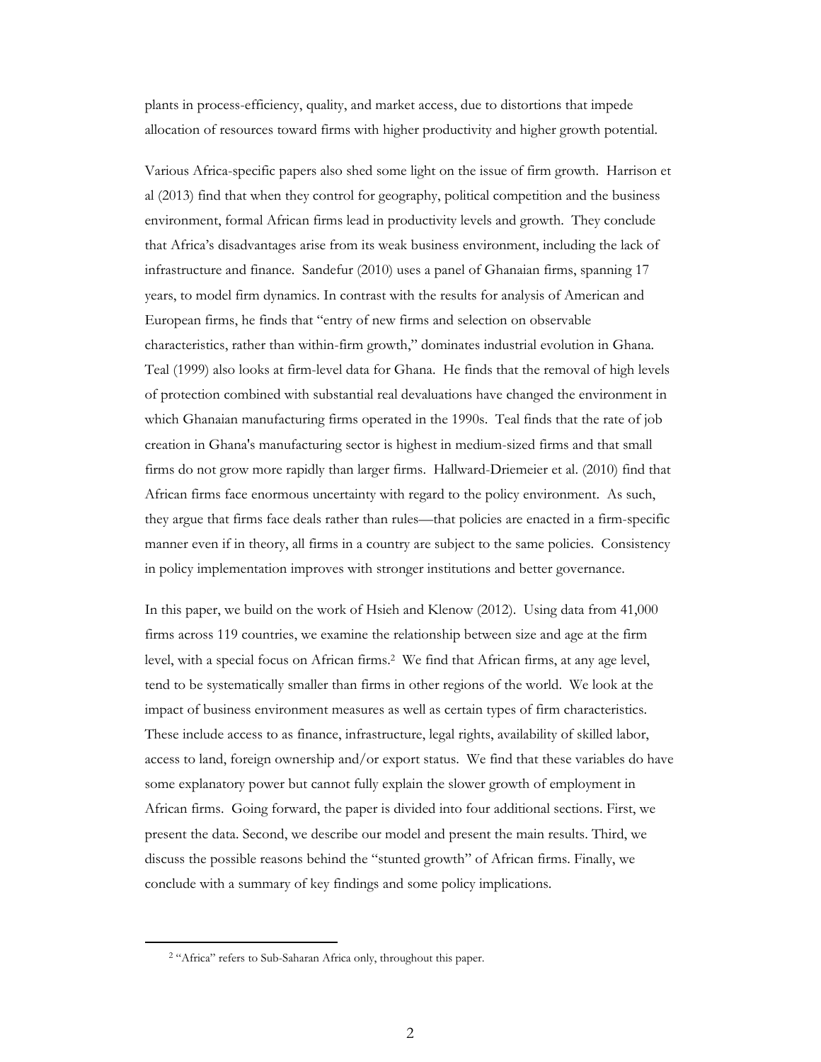plants in process-efficiency, quality, and market access, due to distortions that impede allocation of resources toward firms with higher productivity and higher growth potential.

Various Africa-specific papers also shed some light on the issue of firm growth. Harrison et al (2013) find that when they control for geography, political competition and the business environment, formal African firms lead in productivity levels and growth. They conclude that Africa's disadvantages arise from its weak business environment, including the lack of infrastructure and finance. Sandefur (2010) uses a panel of Ghanaian firms, spanning 17 years, to model firm dynamics. In contrast with the results for analysis of American and European firms, he finds that "entry of new firms and selection on observable characteristics, rather than within-firm growth," dominates industrial evolution in Ghana. Teal (1999) also looks at firm-level data for Ghana. He finds that the removal of high levels of protection combined with substantial real devaluations have changed the environment in which Ghanaian manufacturing firms operated in the 1990s. Teal finds that the rate of job creation in Ghana's manufacturing sector is highest in medium-sized firms and that small firms do not grow more rapidly than larger firms. Hallward-Driemeier et al. (2010) find that African firms face enormous uncertainty with regard to the policy environment. As such, they argue that firms face deals rather than rules—that policies are enacted in a firm-specific manner even if in theory, all firms in a country are subject to the same policies. Consistency in policy implementation improves with stronger institutions and better governance.

In this paper, we build on the work of Hsieh and Klenow (2012). Using data from 41,000 firms across 119 countries, we examine the relationship between size and age at the firm level, with a special focus on African firms.[2] We find that African firms, at any age level, tend to be systematically smaller than firms in other regions of the world. We look at the impact of business environment measures as well as certain types of firm characteristics. These include access to as finance, infrastructure, legal rights, availability of skilled labor, access to land, foreign ownership and/or export status. We find that these variables do have some explanatory power but cannot fully explain the slower growth of employment in African firms. Going forward, the paper is divided into four additional sections. First, we present the data. Second, we describe our model and present the main results. Third, we discuss the possible reasons behind the "stunted growth" of African firms. Finally, we conclude with a summary of key findings and some policy implications.

[2] "Africa" refers to Sub-Saharan Africa only, throughout this paper.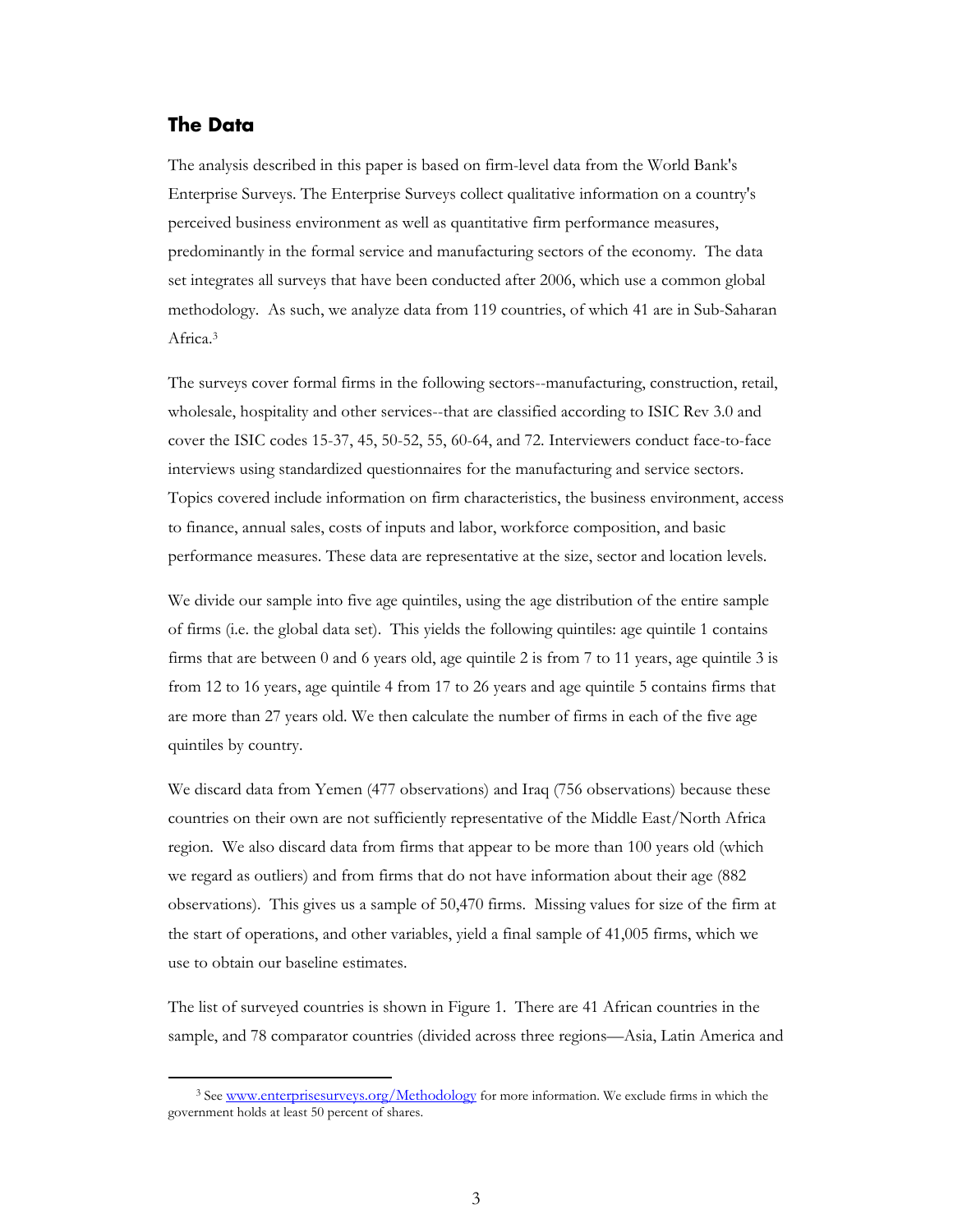## The Data

The analysis described in this paper is based on firm-level data from the World Bank's Enterprise Surveys. The Enterprise Surveys collect qualitative information on a country's perceived business environment as well as quantitative firm performance measures, predominantly in the formal service and manufacturing sectors of the economy. The data set integrates all surveys that have been conducted after 2006, which use a common global methodology. As such, we analyze data from 119 countries, of which 41 are in Sub-Saharan Africa.[3]

The surveys cover formal firms in the following sectors--manufacturing, construction, retail, wholesale, hospitality and other services--that are classified according to ISIC Rev 3.0 and cover the ISIC codes 15-37, 45, 50-52, 55, 60-64, and 72. Interviewers conduct face-to-face interviews using standardized questionnaires for the manufacturing and service sectors. Topics covered include information on firm characteristics, the business environment, access to finance, annual sales, costs of inputs and labor, workforce composition, and basic performance measures. These data are representative at the size, sector and location levels.

We divide our sample into five age quintiles, using the age distribution of the entire sample of firms (i.e. the global data set). This yields the following quintiles: age quintile 1 contains firms that are between 0 and 6 years old, age quintile 2 is from 7 to 11 years, age quintile 3 is from 12 to 16 years, age quintile 4 from 17 to 26 years and age quintile 5 contains firms that are more than 27 years old. We then calculate the number of firms in each of the five age quintiles by country.

We discard data from Yemen (477 observations) and Iraq (756 observations) because these countries on their own are not sufficiently representative of the Middle East/North Africa region. We also discard data from firms that appear to be more than 100 years old (which we regard as outliers) and from firms that do not have information about their age (882 observations). This gives us a sample of 50,470 firms. Missing values for size of the firm at the start of operations, and other variables, yield a final sample of 41,005 firms, which we use to obtain our baseline estimates.

The list of surveyed countries is shown in Figure 1. There are 41 African countries in the sample, and 78 comparator countries (divided across three regions—Asia, Latin America and

[3] See www.enterprisesurveys.org/Methodology for more information. We exclude firms in which the government holds at least 50 percent of shares.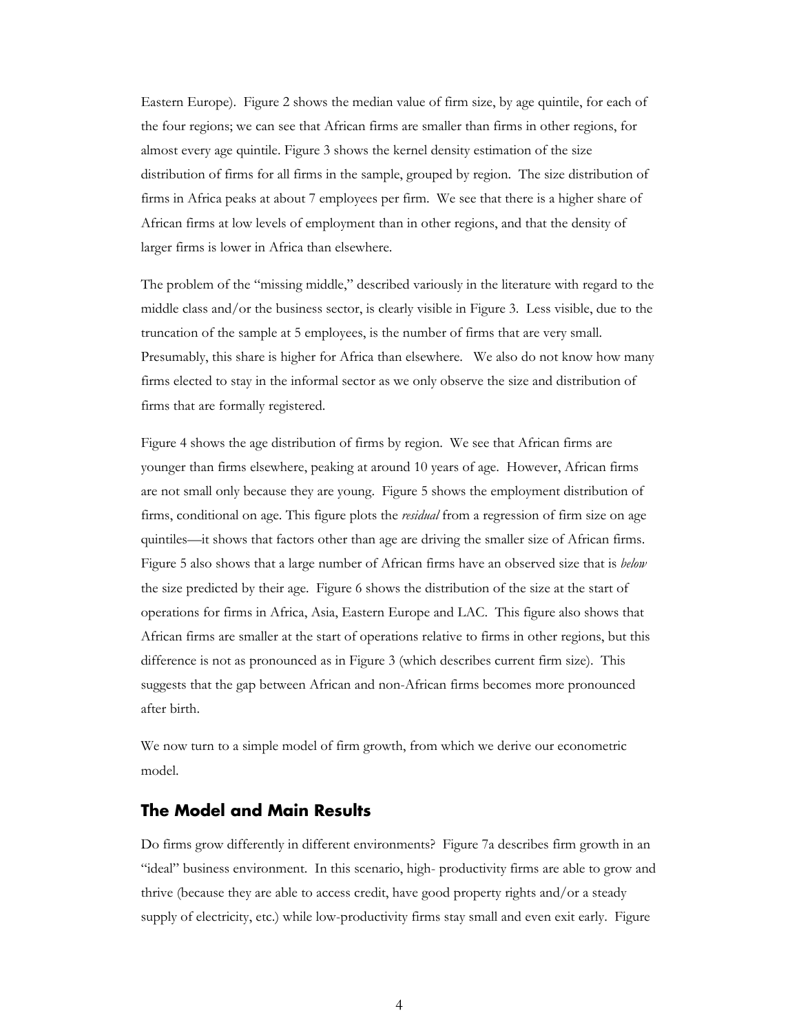Eastern Europe). Figure 2 shows the median value of firm size, by age quintile, for each of the four regions; we can see that African firms are smaller than firms in other regions, for almost every age quintile. Figure 3 shows the kernel density estimation of the size distribution of firms for all firms in the sample, grouped by region. The size distribution of firms in Africa peaks at about 7 employees per firm. We see that there is a higher share of African firms at low levels of employment than in other regions, and that the density of larger firms is lower in Africa than elsewhere.

The problem of the "missing middle," described variously in the literature with regard to the middle class and/or the business sector, is clearly visible in Figure 3. Less visible, due to the truncation of the sample at 5 employees, is the number of firms that are very small. Presumably, this share is higher for Africa than elsewhere. We also do not know how many firms elected to stay in the informal sector as we only observe the size and distribution of firms that are formally registered.

Figure 4 shows the age distribution of firms by region. We see that African firms are younger than firms elsewhere, peaking at around 10 years of age. However, African firms are not small only because they are young. Figure 5 shows the employment distribution of firms, conditional on age. This figure plots the *residual* from a regression of firm size on age quintiles—it shows that factors other than age are driving the smaller size of African firms. Figure 5 also shows that a large number of African firms have an observed size that is *below* the size predicted by their age. Figure 6 shows the distribution of the size at the start of operations for firms in Africa, Asia, Eastern Europe and LAC. This figure also shows that African firms are smaller at the start of operations relative to firms in other regions, but this difference is not as pronounced as in Figure 3 (which describes current firm size). This suggests that the gap between African and non-African firms becomes more pronounced after birth.

We now turn to a simple model of firm growth, from which we derive our econometric model.

## The Model and Main Results

Do firms grow differently in different environments? Figure 7a describes firm growth in an "ideal" business environment. In this scenario, high- productivity firms are able to grow and thrive (because they are able to access credit, have good property rights and/or a steady supply of electricity, etc.) while low-productivity firms stay small and even exit early. Figure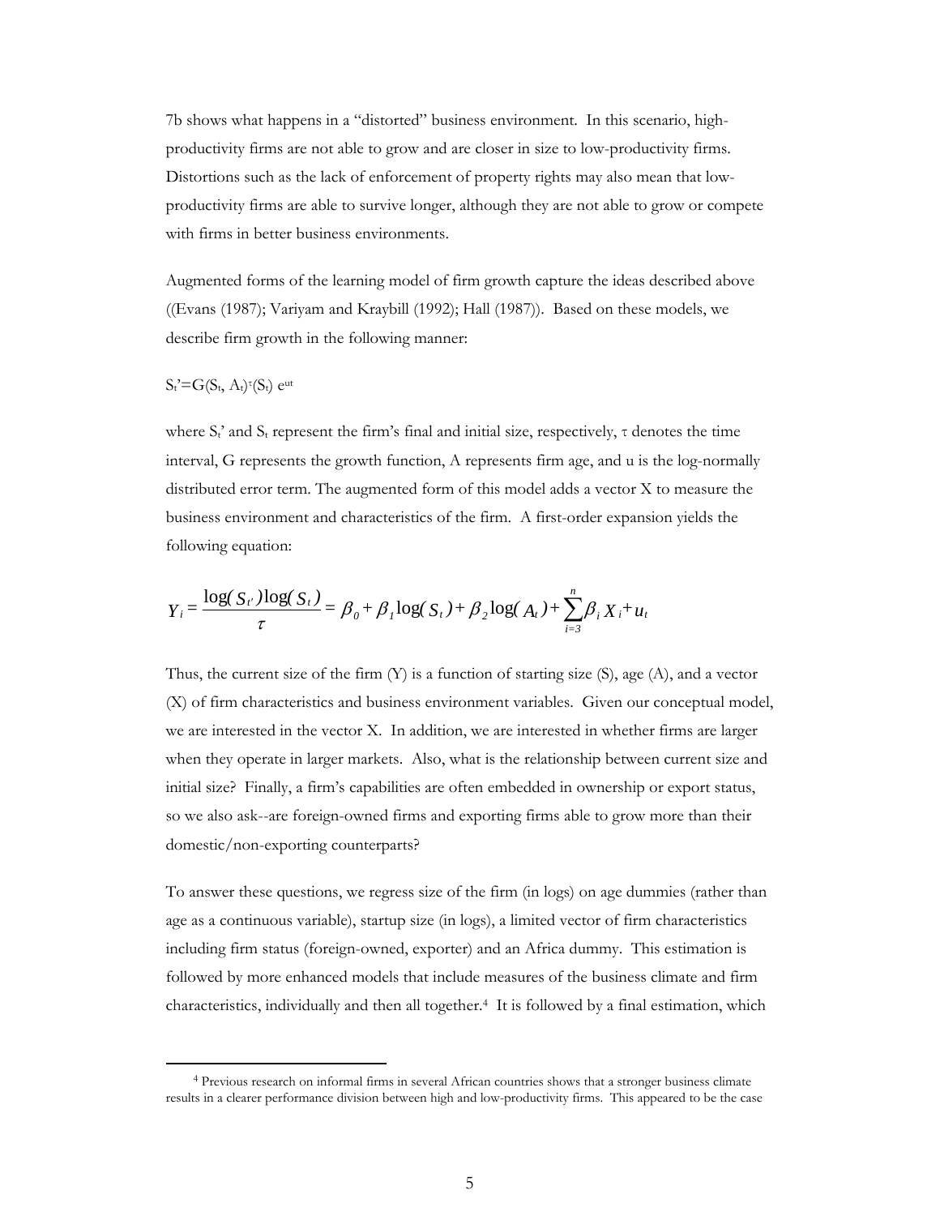7b shows what happens in a "distorted" business environment. In this scenario, high-productivity firms are not able to grow and are closer in size to low-productivity firms. Distortions such as the lack of enforcement of property rights may also mean that low-productivity firms are able to survive longer, although they are not able to grow or compete with firms in better business environments.

Augmented forms of the learning model of firm growth capture the ideas described above ((Evans (1987); Variyam and Kraybill (1992); Hall (1987)). Based on these models, we describe firm growth in the following manner:

$S_t' = G(S_t, A_t)^{\tau}(S_t)\, e^{ut}$

where $S_t'$ and $S_t$ represent the firm's final and initial size, respectively, $\tau$ denotes the time interval, G represents the growth function, A represents firm age, and u is the log-normally distributed error term. The augmented form of this model adds a vector X to measure the business environment and characteristics of the firm. A first-order expansion yields the following equation:

$$Y_i = \frac{\log(S_{t'})\log(S_t)}{\tau} = \beta_0 + \beta_1 \log(S_t) + \beta_2 \log(A_t) + \sum_{i=3}^{n} \beta_i X_i + u_t$$

Thus, the current size of the firm (Y) is a function of starting size (S), age (A), and a vector (X) of firm characteristics and business environment variables. Given our conceptual model, we are interested in the vector X. In addition, we are interested in whether firms are larger when they operate in larger markets. Also, what is the relationship between current size and initial size? Finally, a firm's capabilities are often embedded in ownership or export status, so we also ask--are foreign-owned firms and exporting firms able to grow more than their domestic/non-exporting counterparts?

To answer these questions, we regress size of the firm (in logs) on age dummies (rather than age as a continuous variable), startup size (in logs), a limited vector of firm characteristics including firm status (foreign-owned, exporter) and an Africa dummy. This estimation is followed by more enhanced models that include measures of the business climate and firm characteristics, individually and then all together.[4] It is followed by a final estimation, which

[4] Previous research on informal firms in several African countries shows that a stronger business climate results in a clearer performance division between high and low-productivity firms. This appeared to be the case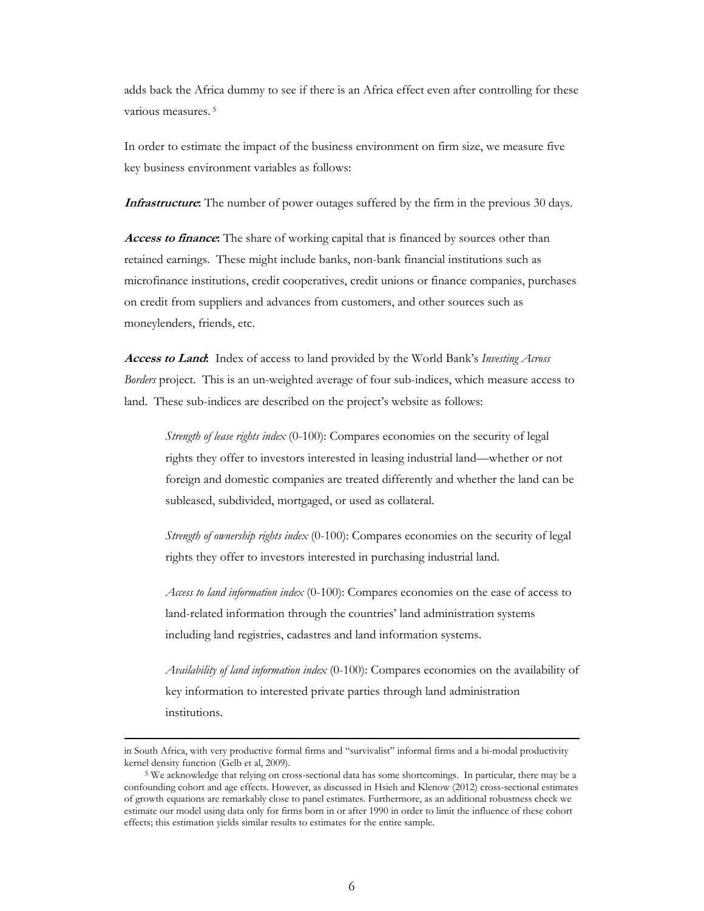adds back the Africa dummy to see if there is an Africa effect even after controlling for these various measures. [5]

In order to estimate the impact of the business environment on firm size, we measure five key business environment variables as follows:

***Infrastructure*:** The number of power outages suffered by the firm in the previous 30 days.

***Access to finance*:** The share of working capital that is financed by sources other than retained earnings. These might include banks, non-bank financial institutions such as microfinance institutions, credit cooperatives, credit unions or finance companies, purchases on credit from suppliers and advances from customers, and other sources such as moneylenders, friends, etc.

***Access to Land*:** Index of access to land provided by the World Bank's *Investing Across Borders* project. This is an un-weighted average of four sub-indices, which measure access to land. These sub-indices are described on the project's website as follows:

> *Strength of lease rights index* (0-100): Compares economies on the security of legal rights they offer to investors interested in leasing industrial land—whether or not foreign and domestic companies are treated differently and whether the land can be subleased, subdivided, mortgaged, or used as collateral.
>
> *Strength of ownership rights index* (0-100): Compares economies on the security of legal rights they offer to investors interested in purchasing industrial land.
>
> *Access to land information index* (0-100): Compares economies on the ease of access to land-related information through the countries' land administration systems including land registries, cadastres and land information systems.
>
> *Availability of land information index* (0-100): Compares economies on the availability of key information to interested private parties through land administration institutions.

---

in South Africa, with very productive formal firms and "survivalist" informal firms and a bi-modal productivity kernel density function (Gelb et al, 2009).

[5] We acknowledge that relying on cross-sectional data has some shortcomings. In particular, there may be a confounding cohort and age effects. However, as discussed in Hsieh and Klenow (2012) cross-sectional estimates of growth equations are remarkably close to panel estimates. Furthermore, as an additional robustness check we estimate our model using data only for firms born in or after 1990 in order to limit the influence of these cohort effects; this estimation yields similar results to estimates for the entire sample.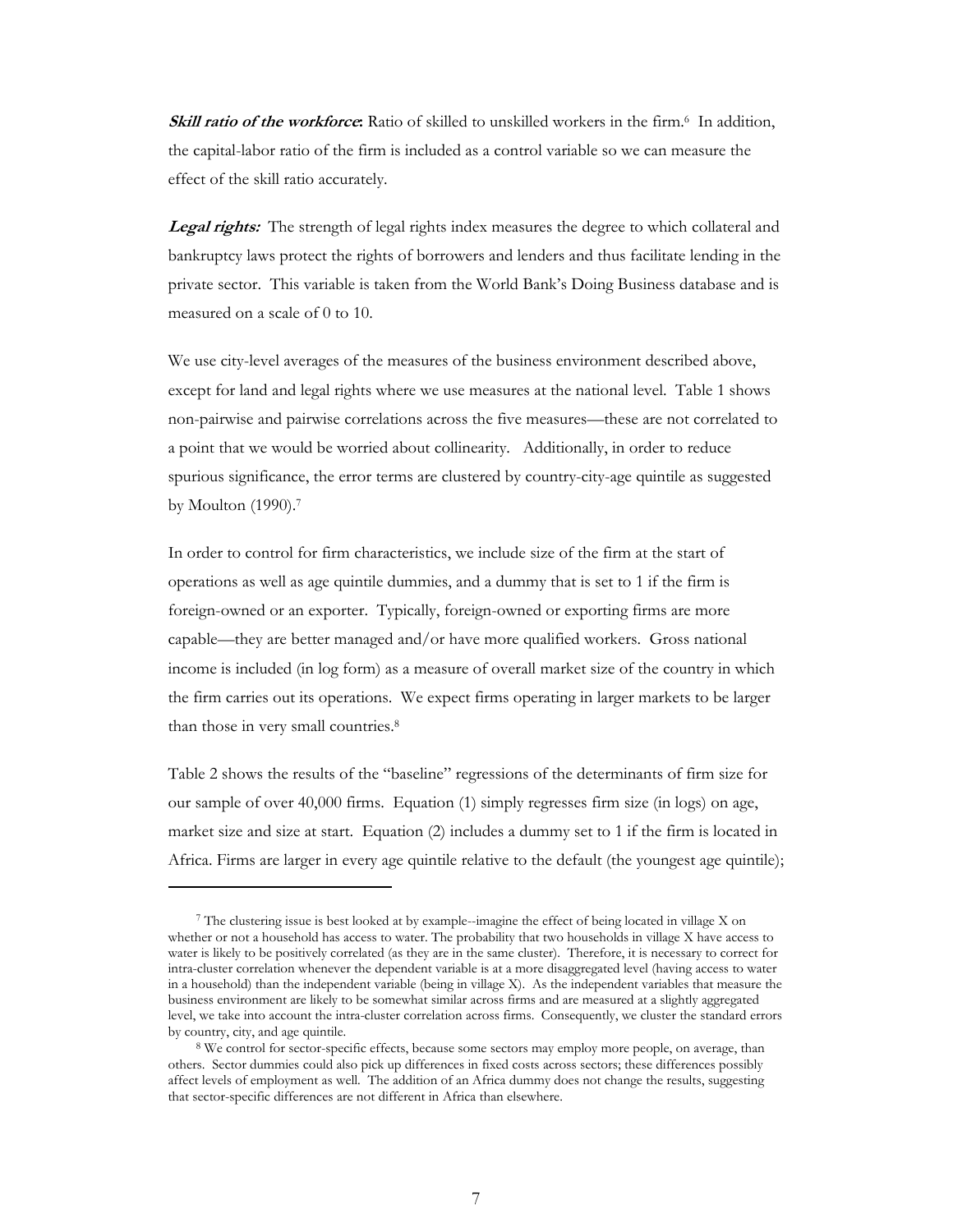***Skill ratio of the workforce*:** Ratio of skilled to unskilled workers in the firm.[6] In addition, the capital-labor ratio of the firm is included as a control variable so we can measure the effect of the skill ratio accurately.

***Legal rights:*** The strength of legal rights index measures the degree to which collateral and bankruptcy laws protect the rights of borrowers and lenders and thus facilitate lending in the private sector. This variable is taken from the World Bank's Doing Business database and is measured on a scale of 0 to 10.

We use city-level averages of the measures of the business environment described above, except for land and legal rights where we use measures at the national level. Table 1 shows non-pairwise and pairwise correlations across the five measures—these are not correlated to a point that we would be worried about collinearity. Additionally, in order to reduce spurious significance, the error terms are clustered by country-city-age quintile as suggested by Moulton (1990).[7]

In order to control for firm characteristics, we include size of the firm at the start of operations as well as age quintile dummies, and a dummy that is set to 1 if the firm is foreign-owned or an exporter. Typically, foreign-owned or exporting firms are more capable—they are better managed and/or have more qualified workers. Gross national income is included (in log form) as a measure of overall market size of the country in which the firm carries out its operations. We expect firms operating in larger markets to be larger than those in very small countries.[8]

Table 2 shows the results of the "baseline" regressions of the determinants of firm size for our sample of over 40,000 firms. Equation (1) simply regresses firm size (in logs) on age, market size and size at start. Equation (2) includes a dummy set to 1 if the firm is located in Africa. Firms are larger in every age quintile relative to the default (the youngest age quintile);

---

[7] The clustering issue is best looked at by example--imagine the effect of being located in village X on whether or not a household has access to water. The probability that two households in village X have access to water is likely to be positively correlated (as they are in the same cluster). Therefore, it is necessary to correct for intra-cluster correlation whenever the dependent variable is at a more disaggregated level (having access to water in a household) than the independent variable (being in village X). As the independent variables that measure the business environment are likely to be somewhat similar across firms and are measured at a slightly aggregated level, we take into account the intra-cluster correlation across firms. Consequently, we cluster the standard errors by country, city, and age quintile.

[8] We control for sector-specific effects, because some sectors may employ more people, on average, than others. Sector dummies could also pick up differences in fixed costs across sectors; these differences possibly affect levels of employment as well. The addition of an Africa dummy does not change the results, suggesting that sector-specific differences are not different in Africa than elsewhere.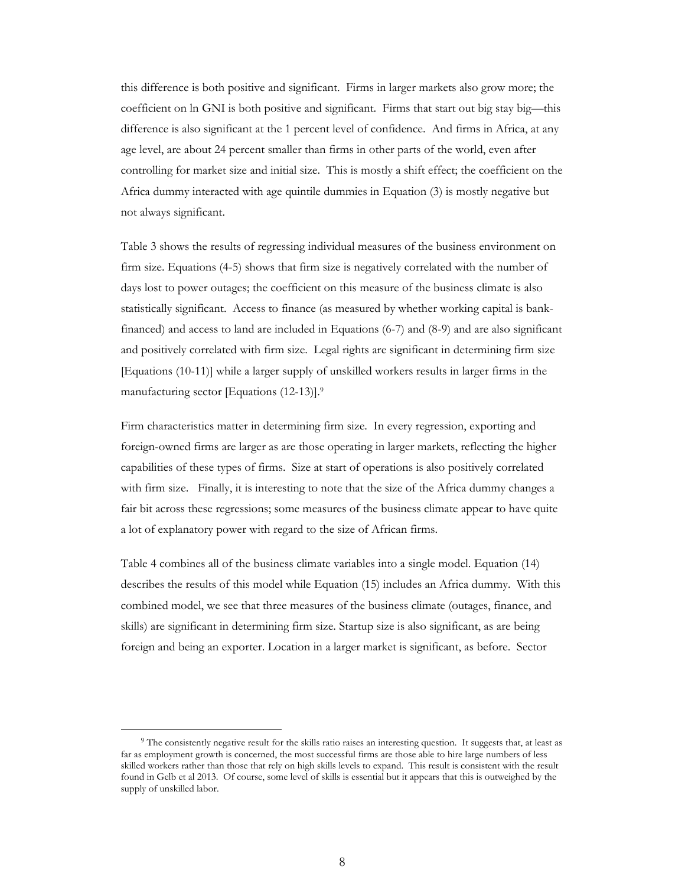this difference is both positive and significant. Firms in larger markets also grow more; the coefficient on ln GNI is both positive and significant. Firms that start out big stay big—this difference is also significant at the 1 percent level of confidence. And firms in Africa, at any age level, are about 24 percent smaller than firms in other parts of the world, even after controlling for market size and initial size. This is mostly a shift effect; the coefficient on the Africa dummy interacted with age quintile dummies in Equation (3) is mostly negative but not always significant.

Table 3 shows the results of regressing individual measures of the business environment on firm size. Equations (4-5) shows that firm size is negatively correlated with the number of days lost to power outages; the coefficient on this measure of the business climate is also statistically significant. Access to finance (as measured by whether working capital is bank-financed) and access to land are included in Equations (6-7) and (8-9) and are also significant and positively correlated with firm size. Legal rights are significant in determining firm size [Equations (10-11)] while a larger supply of unskilled workers results in larger firms in the manufacturing sector [Equations (12-13)].[9]

Firm characteristics matter in determining firm size. In every regression, exporting and foreign-owned firms are larger as are those operating in larger markets, reflecting the higher capabilities of these types of firms. Size at start of operations is also positively correlated with firm size. Finally, it is interesting to note that the size of the Africa dummy changes a fair bit across these regressions; some measures of the business climate appear to have quite a lot of explanatory power with regard to the size of African firms.

Table 4 combines all of the business climate variables into a single model. Equation (14) describes the results of this model while Equation (15) includes an Africa dummy. With this combined model, we see that three measures of the business climate (outages, finance, and skills) are significant in determining firm size. Startup size is also significant, as are being foreign and being an exporter. Location in a larger market is significant, as before. Sector

[9] The consistently negative result for the skills ratio raises an interesting question. It suggests that, at least as far as employment growth is concerned, the most successful firms are those able to hire large numbers of less skilled workers rather than those that rely on high skills levels to expand. This result is consistent with the result found in Gelb et al 2013. Of course, some level of skills is essential but it appears that this is outweighed by the supply of unskilled labor.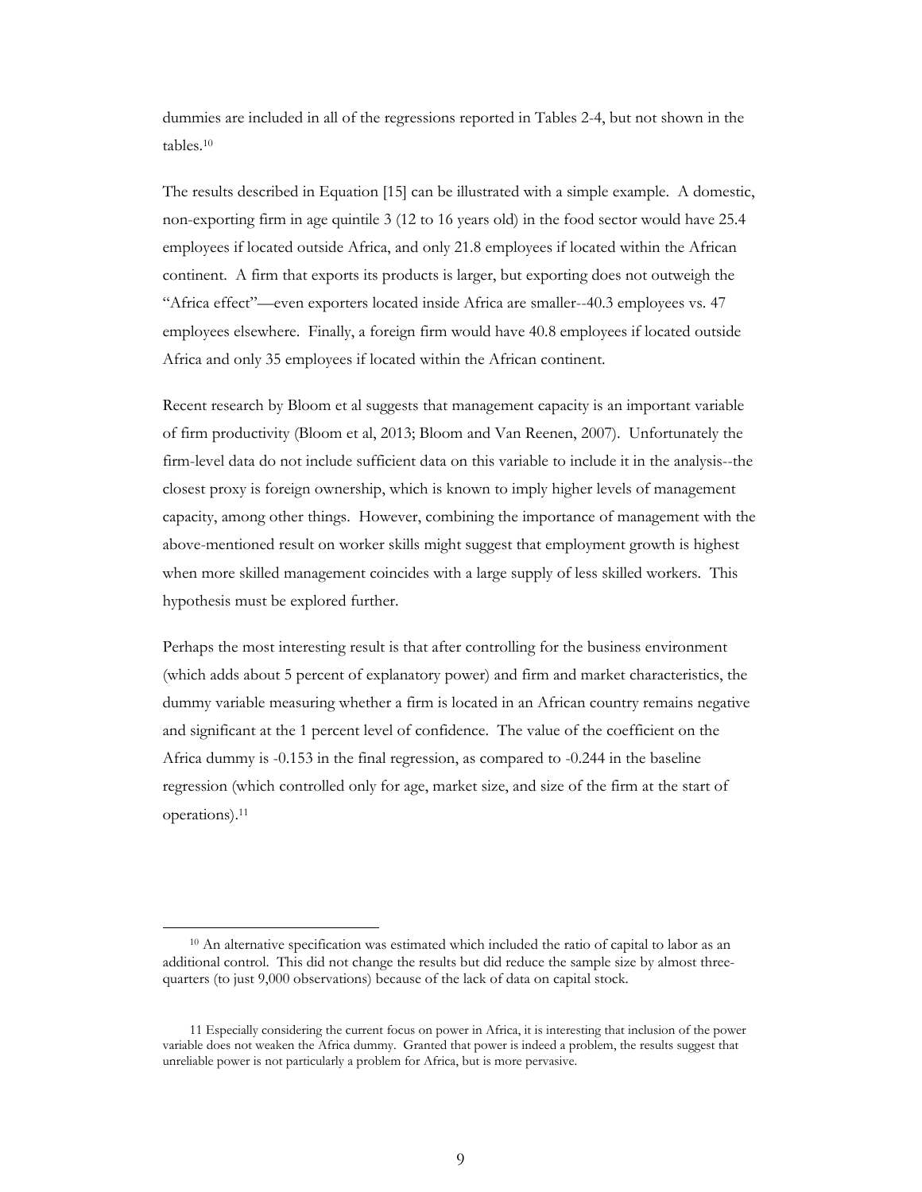dummies are included in all of the regressions reported in Tables 2-4, but not shown in the tables.[10]

The results described in Equation [15] can be illustrated with a simple example. A domestic, non-exporting firm in age quintile 3 (12 to 16 years old) in the food sector would have 25.4 employees if located outside Africa, and only 21.8 employees if located within the African continent. A firm that exports its products is larger, but exporting does not outweigh the "Africa effect"—even exporters located inside Africa are smaller--40.3 employees vs. 47 employees elsewhere. Finally, a foreign firm would have 40.8 employees if located outside Africa and only 35 employees if located within the African continent.

Recent research by Bloom et al suggests that management capacity is an important variable of firm productivity (Bloom et al, 2013; Bloom and Van Reenen, 2007). Unfortunately the firm-level data do not include sufficient data on this variable to include it in the analysis--the closest proxy is foreign ownership, which is known to imply higher levels of management capacity, among other things. However, combining the importance of management with the above-mentioned result on worker skills might suggest that employment growth is highest when more skilled management coincides with a large supply of less skilled workers. This hypothesis must be explored further.

Perhaps the most interesting result is that after controlling for the business environment (which adds about 5 percent of explanatory power) and firm and market characteristics, the dummy variable measuring whether a firm is located in an African country remains negative and significant at the 1 percent level of confidence. The value of the coefficient on the Africa dummy is -0.153 in the final regression, as compared to -0.244 in the baseline regression (which controlled only for age, market size, and size of the firm at the start of operations).[11]

---

[10] An alternative specification was estimated which included the ratio of capital to labor as an additional control. This did not change the results but did reduce the sample size by almost three-quarters (to just 9,000 observations) because of the lack of data on capital stock.

[11] Especially considering the current focus on power in Africa, it is interesting that inclusion of the power variable does not weaken the Africa dummy. Granted that power is indeed a problem, the results suggest that unreliable power is not particularly a problem for Africa, but is more pervasive.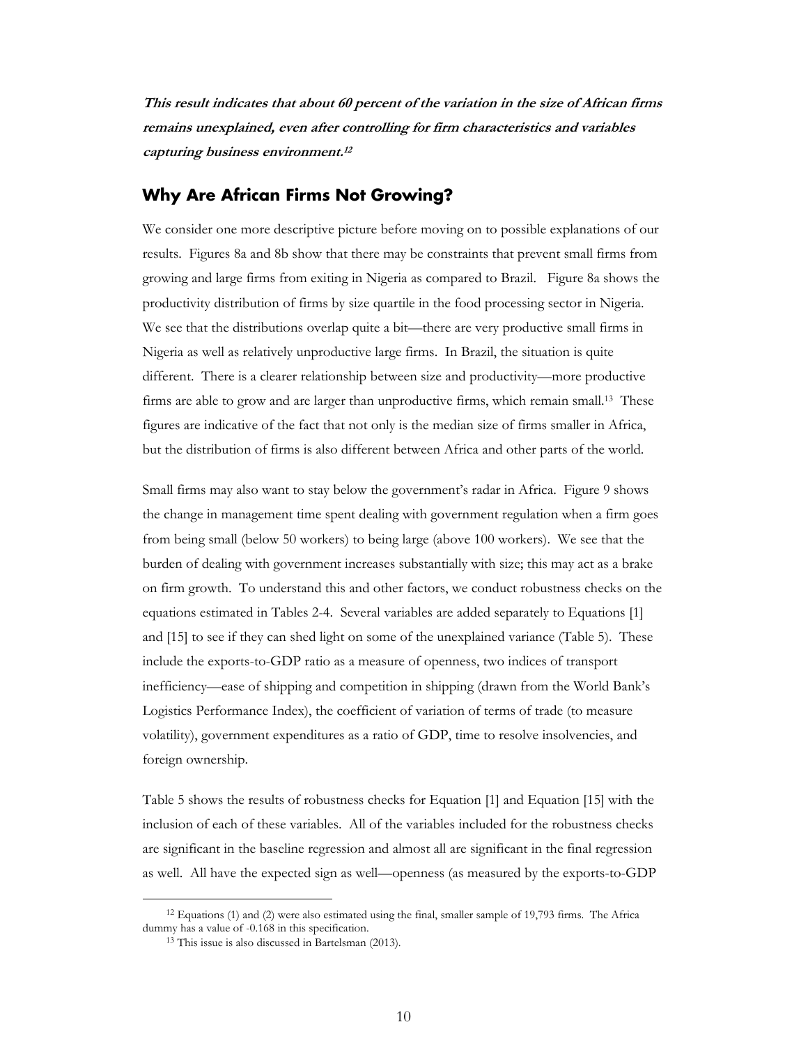***This result indicates that about 60 percent of the variation in the size of African firms remains unexplained, even after controlling for firm characteristics and variables capturing business environment.*[12]**

## Why Are African Firms Not Growing?

We consider one more descriptive picture before moving on to possible explanations of our results. Figures 8a and 8b show that there may be constraints that prevent small firms from growing and large firms from exiting in Nigeria as compared to Brazil. Figure 8a shows the productivity distribution of firms by size quartile in the food processing sector in Nigeria. We see that the distributions overlap quite a bit—there are very productive small firms in Nigeria as well as relatively unproductive large firms. In Brazil, the situation is quite different. There is a clearer relationship between size and productivity—more productive firms are able to grow and are larger than unproductive firms, which remain small.[13] These figures are indicative of the fact that not only is the median size of firms smaller in Africa, but the distribution of firms is also different between Africa and other parts of the world.

Small firms may also want to stay below the government's radar in Africa. Figure 9 shows the change in management time spent dealing with government regulation when a firm goes from being small (below 50 workers) to being large (above 100 workers). We see that the burden of dealing with government increases substantially with size; this may act as a brake on firm growth. To understand this and other factors, we conduct robustness checks on the equations estimated in Tables 2-4. Several variables are added separately to Equations [1] and [15] to see if they can shed light on some of the unexplained variance (Table 5). These include the exports-to-GDP ratio as a measure of openness, two indices of transport inefficiency—ease of shipping and competition in shipping (drawn from the World Bank's Logistics Performance Index), the coefficient of variation of terms of trade (to measure volatility), government expenditures as a ratio of GDP, time to resolve insolvencies, and foreign ownership.

Table 5 shows the results of robustness checks for Equation [1] and Equation [15] with the inclusion of each of these variables. All of the variables included for the robustness checks are significant in the baseline regression and almost all are significant in the final regression as well. All have the expected sign as well—openness (as measured by the exports-to-GDP

---

[12] Equations (1) and (2) were also estimated using the final, smaller sample of 19,793 firms. The Africa dummy has a value of -0.168 in this specification.

[13] This issue is also discussed in Bartelsman (2013).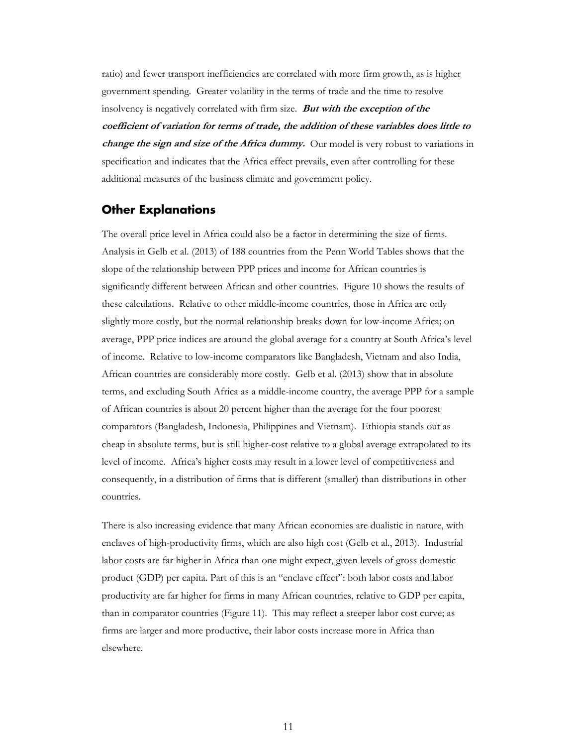ratio) and fewer transport inefficiencies are correlated with more firm growth, as is higher government spending. Greater volatility in the terms of trade and the time to resolve insolvency is negatively correlated with firm size. ***But with the exception of the coefficient of variation for terms of trade, the addition of these variables does little to change the sign and size of the Africa dummy.*** Our model is very robust to variations in specification and indicates that the Africa effect prevails, even after controlling for these additional measures of the business climate and government policy.

## Other Explanations

The overall price level in Africa could also be a factor in determining the size of firms. Analysis in Gelb et al. (2013) of 188 countries from the Penn World Tables shows that the slope of the relationship between PPP prices and income for African countries is significantly different between African and other countries. Figure 10 shows the results of these calculations. Relative to other middle-income countries, those in Africa are only slightly more costly, but the normal relationship breaks down for low-income Africa; on average, PPP price indices are around the global average for a country at South Africa's level of income. Relative to low-income comparators like Bangladesh, Vietnam and also India, African countries are considerably more costly. Gelb et al. (2013) show that in absolute terms, and excluding South Africa as a middle-income country, the average PPP for a sample of African countries is about 20 percent higher than the average for the four poorest comparators (Bangladesh, Indonesia, Philippines and Vietnam). Ethiopia stands out as cheap in absolute terms, but is still higher-cost relative to a global average extrapolated to its level of income. Africa's higher costs may result in a lower level of competitiveness and consequently, in a distribution of firms that is different (smaller) than distributions in other countries.

There is also increasing evidence that many African economies are dualistic in nature, with enclaves of high-productivity firms, which are also high cost (Gelb et al., 2013). Industrial labor costs are far higher in Africa than one might expect, given levels of gross domestic product (GDP) per capita. Part of this is an "enclave effect": both labor costs and labor productivity are far higher for firms in many African countries, relative to GDP per capita, than in comparator countries (Figure 11). This may reflect a steeper labor cost curve; as firms are larger and more productive, their labor costs increase more in Africa than elsewhere.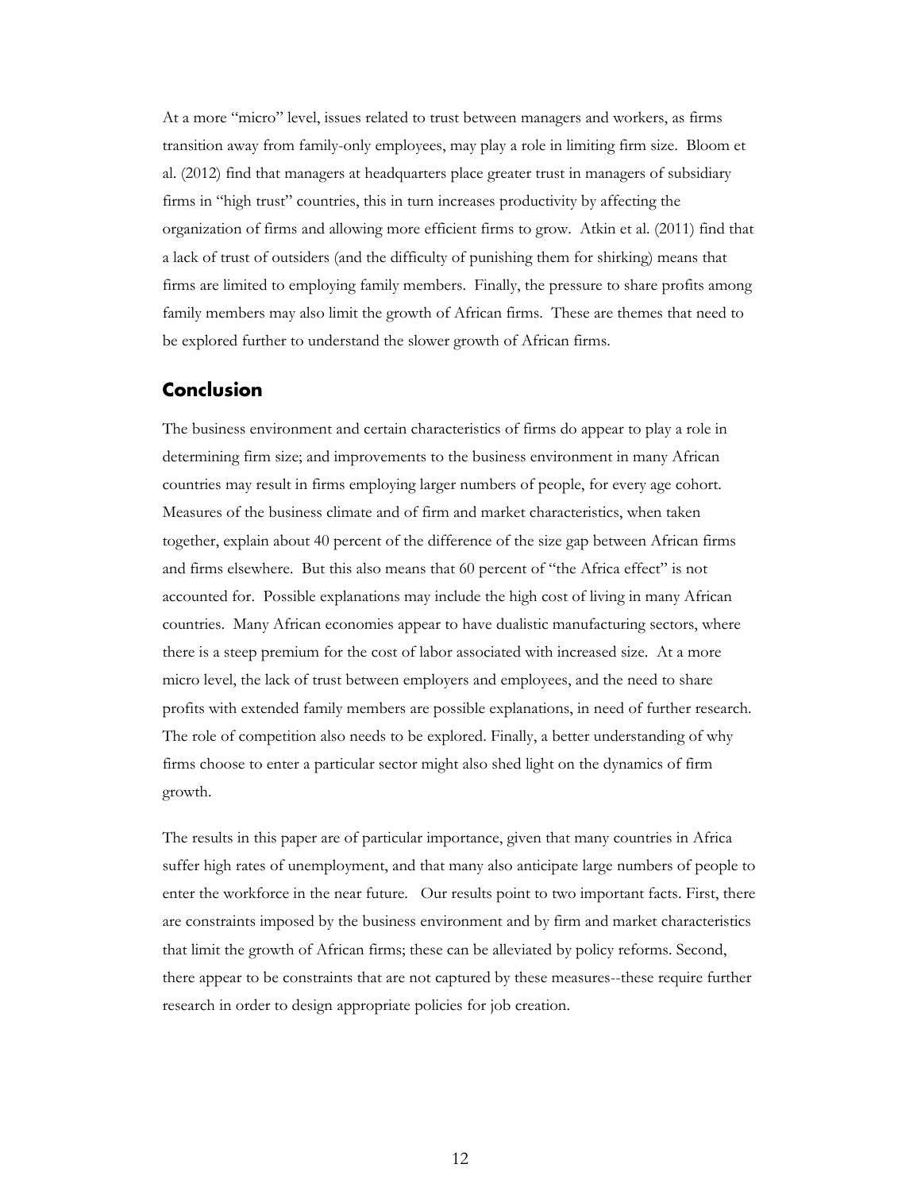At a more "micro" level, issues related to trust between managers and workers, as firms transition away from family-only employees, may play a role in limiting firm size. Bloom et al. (2012) find that managers at headquarters place greater trust in managers of subsidiary firms in "high trust" countries, this in turn increases productivity by affecting the organization of firms and allowing more efficient firms to grow. Atkin et al. (2011) find that a lack of trust of outsiders (and the difficulty of punishing them for shirking) means that firms are limited to employing family members. Finally, the pressure to share profits among family members may also limit the growth of African firms. These are themes that need to be explored further to understand the slower growth of African firms.

## Conclusion

The business environment and certain characteristics of firms do appear to play a role in determining firm size; and improvements to the business environment in many African countries may result in firms employing larger numbers of people, for every age cohort. Measures of the business climate and of firm and market characteristics, when taken together, explain about 40 percent of the difference of the size gap between African firms and firms elsewhere. But this also means that 60 percent of "the Africa effect" is not accounted for. Possible explanations may include the high cost of living in many African countries. Many African economies appear to have dualistic manufacturing sectors, where there is a steep premium for the cost of labor associated with increased size. At a more micro level, the lack of trust between employers and employees, and the need to share profits with extended family members are possible explanations, in need of further research. The role of competition also needs to be explored. Finally, a better understanding of why firms choose to enter a particular sector might also shed light on the dynamics of firm growth.

The results in this paper are of particular importance, given that many countries in Africa suffer high rates of unemployment, and that many also anticipate large numbers of people to enter the workforce in the near future. Our results point to two important facts. First, there are constraints imposed by the business environment and by firm and market characteristics that limit the growth of African firms; these can be alleviated by policy reforms. Second, there appear to be constraints that are not captured by these measures--these require further research in order to design appropriate policies for job creation.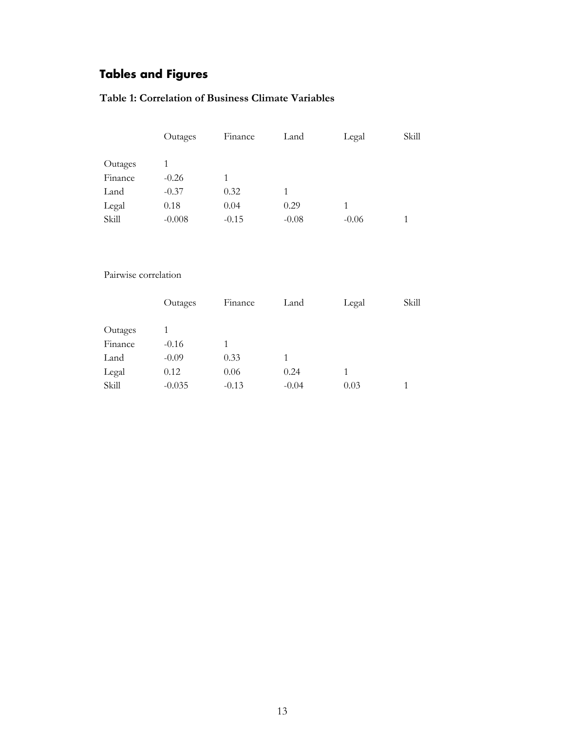# Tables and Figures

### Table 1: Correlation of Business Climate Variables

| | Outages | Finance | Land | Legal | Skill |
|---|---|---|---|---|---|
| Outages | 1 | | | | |
| Finance | -0.26 | 1 | | | |
| Land | -0.37 | 0.32 | 1 | | |
| Legal | 0.18 | 0.04 | 0.29 | 1 | |
| Skill | -0.008 | -0.15 | -0.08 | -0.06 | 1 |

Pairwise correlation

| | Outages | Finance | Land | Legal | Skill |
|---|---|---|---|---|---|
| Outages | 1 | | | | |
| Finance | -0.16 | 1 | | | |
| Land | -0.09 | 0.33 | 1 | | |
| Legal | 0.12 | 0.06 | 0.24 | 1 | |
| Skill | -0.035 | -0.13 | -0.04 | 0.03 | 1 |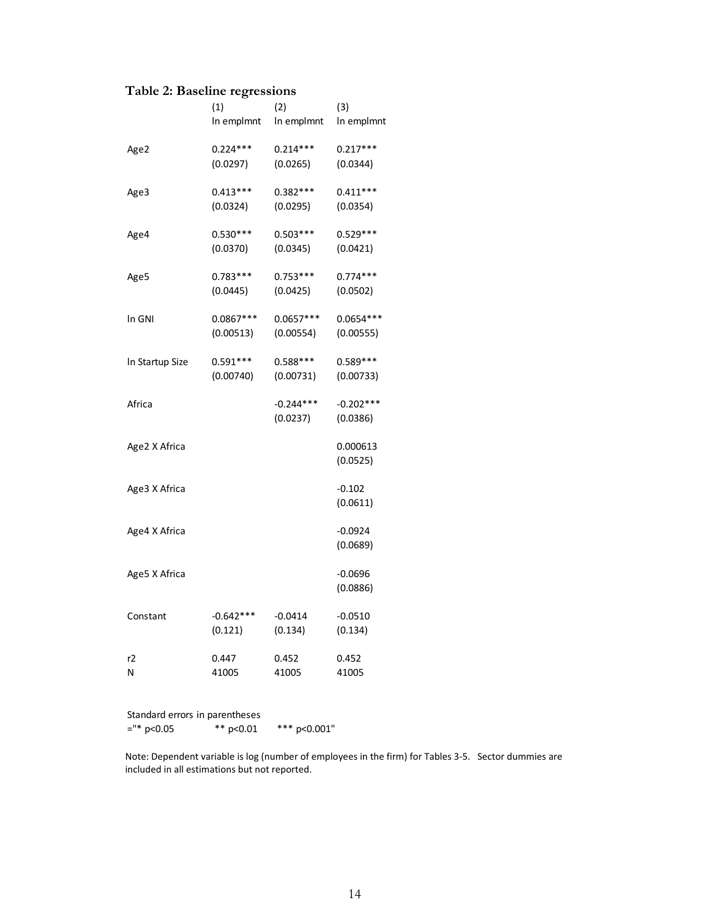**Table 2: Baseline regressions**

| | (1) | (2) | (3) |
|---|---|---|---|
| | ln emplmnt | ln emplmnt | ln emplmnt |
| Age2 | 0.224*** | 0.214*** | 0.217*** |
| | (0.0297) | (0.0265) | (0.0344) |
| Age3 | 0.413*** | 0.382*** | 0.411*** |
| | (0.0324) | (0.0295) | (0.0354) |
| Age4 | 0.530*** | 0.503*** | 0.529*** |
| | (0.0370) | (0.0345) | (0.0421) |
| Age5 | 0.783*** | 0.753*** | 0.774*** |
| | (0.0445) | (0.0425) | (0.0502) |
| ln GNI | 0.0867*** | 0.0657*** | 0.0654*** |
| | (0.00513) | (0.00554) | (0.00555) |
| ln Startup Size | 0.591*** | 0.588*** | 0.589*** |
| | (0.00740) | (0.00731) | (0.00733) |
| Africa | | -0.244*** | -0.202*** |
| | | (0.0237) | (0.0386) |
| Age2 X Africa | | | 0.000613 |
| | | | (0.0525) |
| Age3 X Africa | | | -0.102 |
| | | | (0.0611) |
| Age4 X Africa | | | -0.0924 |
| | | | (0.0689) |
| Age5 X Africa | | | -0.0696 |
| | | | (0.0886) |
| Constant | -0.642*** | -0.0414 | -0.0510 |
| | (0.121) | (0.134) | (0.134) |
| r2 | 0.447 | 0.452 | 0.452 |
| N | 41005 | 41005 | 41005 |

Standard errors in parentheses
="* p<0.05 ** p<0.01 *** p<0.001"

Note: Dependent variable is log (number of employees in the firm) for Tables 3-5. Sector dummies are included in all estimations but not reported.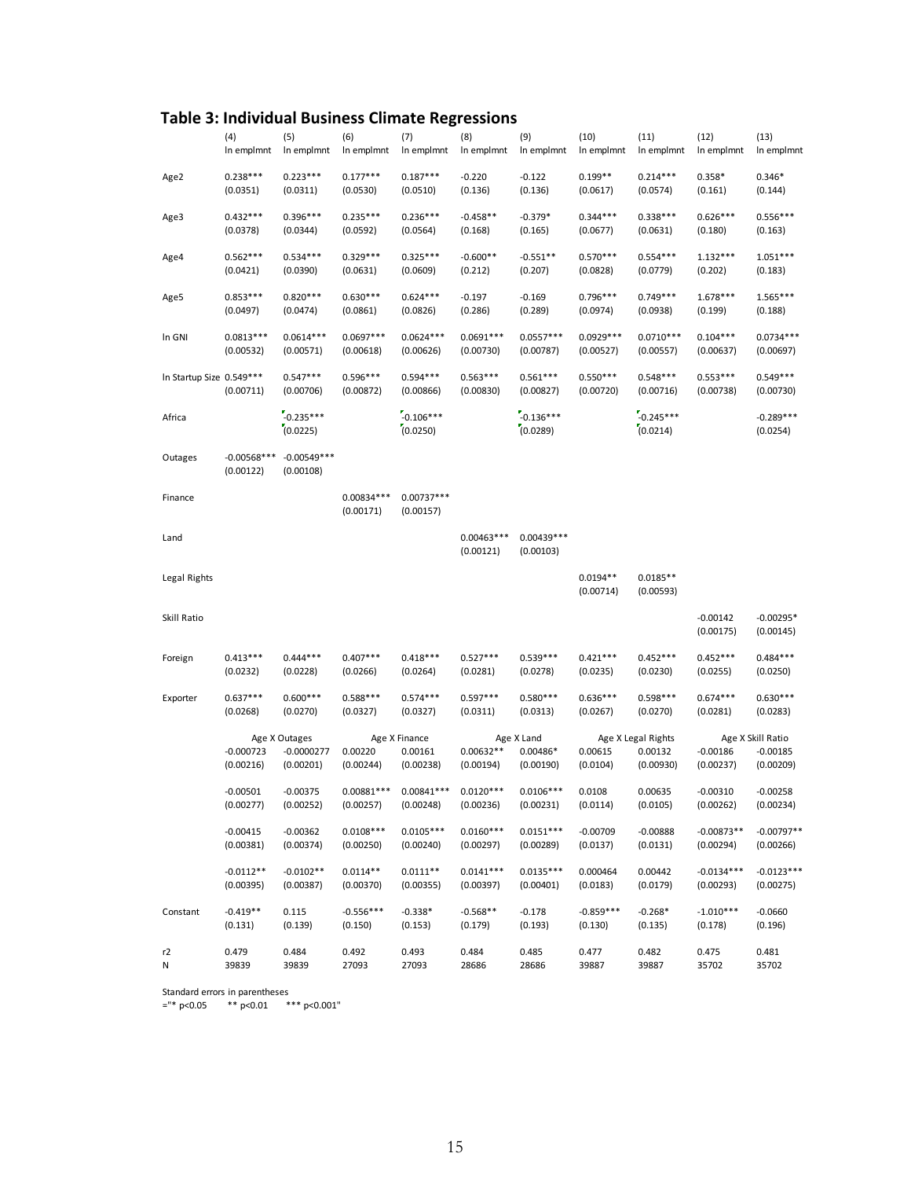## Table 3: Individual Business Climate Regressions

| | (4) | (5) | (6) | (7) | (8) | (9) | (10) | (11) | (12) | (13) |
|---|---|---|---|---|---|---|---|---|---|---|
| | ln emplmnt | ln emplmnt | ln emplmnt | ln emplmnt | ln emplmnt | ln emplmnt | ln emplmnt | ln emplmnt | ln emplmnt | ln emplmnt |
| Age2 | 0.238*** | 0.223*** | 0.177*** | 0.187*** | -0.220 | -0.122 | 0.199** | 0.214*** | 0.358* | 0.346* |
| | (0.0351) | (0.0311) | (0.0530) | (0.0510) | (0.136) | (0.136) | (0.0617) | (0.0574) | (0.161) | (0.144) |
| Age3 | 0.432*** | 0.396*** | 0.235*** | 0.236*** | -0.458** | -0.379* | 0.344*** | 0.338*** | 0.626*** | 0.556*** |
| | (0.0378) | (0.0344) | (0.0592) | (0.0564) | (0.168) | (0.165) | (0.0677) | (0.0631) | (0.180) | (0.163) |
| Age4 | 0.562*** | 0.534*** | 0.329*** | 0.325*** | -0.600** | -0.551** | 0.570*** | 0.554*** | 1.132*** | 1.051*** |
| | (0.0421) | (0.0390) | (0.0631) | (0.0609) | (0.212) | (0.207) | (0.0828) | (0.0779) | (0.202) | (0.183) |
| Age5 | 0.853*** | 0.820*** | 0.630*** | 0.624*** | -0.197 | -0.169 | 0.796*** | 0.749*** | 1.678*** | 1.565*** |
| | (0.0497) | (0.0474) | (0.0861) | (0.0826) | (0.286) | (0.289) | (0.0974) | (0.0938) | (0.199) | (0.188) |
| ln GNI | 0.0813*** | 0.0614*** | 0.0697*** | 0.0624*** | 0.0691*** | 0.0557*** | 0.0929*** | 0.0710*** | 0.104*** | 0.0734*** |
| | (0.00532) | (0.00571) | (0.00618) | (0.00626) | (0.00730) | (0.00787) | (0.00527) | (0.00557) | (0.00637) | (0.00697) |
| ln Startup Size | 0.549*** | 0.547*** | 0.596*** | 0.594*** | 0.563*** | 0.561*** | 0.550*** | 0.548*** | 0.553*** | 0.549*** |
| | (0.00711) | (0.00706) | (0.00872) | (0.00866) | (0.00830) | (0.00827) | (0.00720) | (0.00716) | (0.00738) | (0.00730) |
| Africa | | -0.235*** | | -0.106*** | | -0.136*** | | -0.245*** | | -0.289*** |
| | | (0.0225) | | (0.0250) | | (0.0289) | | (0.0214) | | (0.0254) |
| Outages | -0.00568*** | -0.00549*** | | | | | | | | |
| | (0.00122) | (0.00108) | | | | | | | | |
| Finance | | | 0.00834*** | 0.00737*** | | | | | | |
| | | | (0.00171) | (0.00157) | | | | | | |
| Land | | | | | 0.00463*** | 0.00439*** | | | | |
| | | | | | (0.00121) | (0.00103) | | | | |
| Legal Rights | | | | | | | 0.0194** | 0.0185** | | |
| | | | | | | | (0.00714) | (0.00593) | | |
| Skill Ratio | | | | | | | | | -0.00142 | -0.00295* |
| | | | | | | | | | (0.00175) | (0.00145) |
| Foreign | 0.413*** | 0.444*** | 0.407*** | 0.418*** | 0.527*** | 0.539*** | 0.421*** | 0.452*** | 0.452*** | 0.484*** |
| | (0.0232) | (0.0228) | (0.0266) | (0.0264) | (0.0281) | (0.0278) | (0.0235) | (0.0230) | (0.0255) | (0.0250) |
| Exporter | 0.637*** | 0.600*** | 0.588*** | 0.574*** | 0.597*** | 0.580*** | 0.636*** | 0.598*** | 0.674*** | 0.630*** |
| | (0.0268) | (0.0270) | (0.0327) | (0.0327) | (0.0311) | (0.0313) | (0.0267) | (0.0270) | (0.0281) | (0.0283) |
| | Age X Outages | | Age X Finance | | Age X Land | | Age X Legal Rights | | Age X Skill Ratio | |
| | -0.000723 | -0.0000277 | 0.00220 | 0.00161 | 0.00632** | 0.00486* | 0.00615 | 0.00132 | -0.00186 | -0.00185 |
| | (0.00216) | (0.00201) | (0.00244) | (0.00238) | (0.00194) | (0.00190) | (0.0104) | (0.00930) | (0.00237) | (0.00209) |
| | -0.00501 | -0.00375 | 0.00881*** | 0.00841*** | 0.0120*** | 0.0106*** | 0.0108 | 0.00635 | -0.00310 | -0.00258 |
| | (0.00277) | (0.00252) | (0.00257) | (0.00248) | (0.00236) | (0.00231) | (0.0114) | (0.0105) | (0.00262) | (0.00234) |
| | -0.00415 | -0.00362 | 0.0108*** | 0.0105*** | 0.0160*** | 0.0151*** | -0.00709 | -0.00888 | -0.00873** | -0.00797** |
| | (0.00381) | (0.00374) | (0.00250) | (0.00240) | (0.00297) | (0.00289) | (0.0137) | (0.0131) | (0.00294) | (0.00266) |
| | -0.0112** | -0.0102** | 0.0114** | 0.0111** | 0.0141*** | 0.0135*** | 0.000464 | 0.00442 | -0.0134*** | -0.0123*** |
| | (0.00395) | (0.00387) | (0.00370) | (0.00355) | (0.00397) | (0.00401) | (0.0183) | (0.0179) | (0.00293) | (0.00275) |
| Constant | -0.419** | 0.115 | -0.556*** | -0.338* | -0.568** | -0.178 | -0.859*** | -0.268* | -1.010*** | -0.0660 |
| | (0.131) | (0.139) | (0.150) | (0.153) | (0.179) | (0.193) | (0.130) | (0.135) | (0.178) | (0.196) |
| r2 | 0.479 | 0.484 | 0.492 | 0.493 | 0.484 | 0.485 | 0.477 | 0.482 | 0.475 | 0.481 |
| N | 39839 | 39839 | 27093 | 27093 | 28686 | 28686 | 39887 | 39887 | 35702 | 35702 |

Standard errors in parentheses
="* p<0.05 ** p<0.01 *** p<0.001"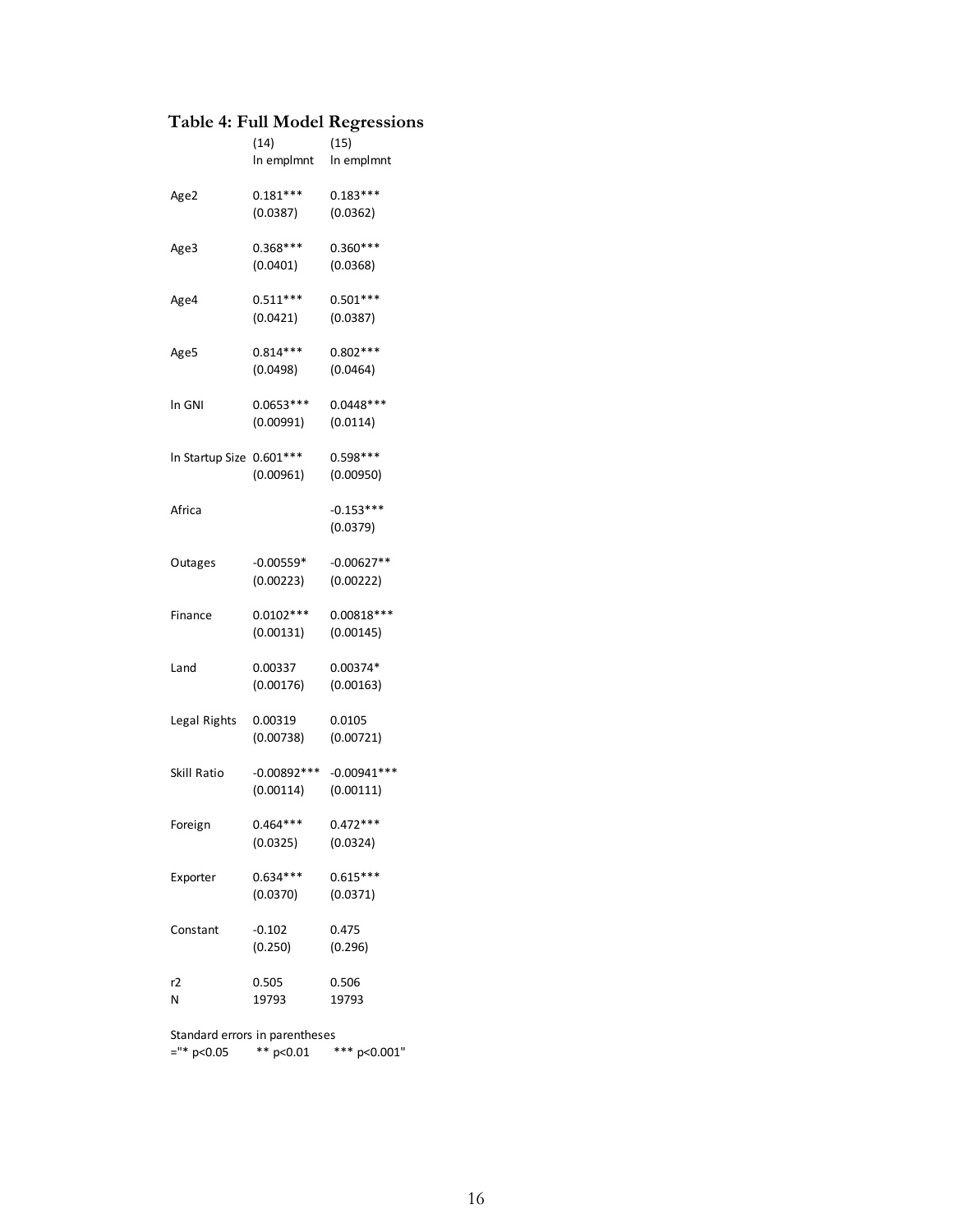### Table 4: Full Model Regressions

| | (14) | (15) |
|---|---|---|
| | ln emplmnt | ln emplmnt |
| Age2 | 0.181*** | 0.183*** |
| | (0.0387) | (0.0362) |
| Age3 | 0.368*** | 0.360*** |
| | (0.0401) | (0.0368) |
| Age4 | 0.511*** | 0.501*** |
| | (0.0421) | (0.0387) |
| Age5 | 0.814*** | 0.802*** |
| | (0.0498) | (0.0464) |
| ln GNI | 0.0653*** | 0.0448*** |
| | (0.00991) | (0.0114) |
| ln Startup Size | 0.601*** | 0.598*** |
| | (0.00961) | (0.00950) |
| Africa | | -0.153*** |
| | | (0.0379) |
| Outages | -0.00559* | -0.00627** |
| | (0.00223) | (0.00222) |
| Finance | 0.0102*** | 0.00818*** |
| | (0.00131) | (0.00145) |
| Land | 0.00337 | 0.00374* |
| | (0.00176) | (0.00163) |
| Legal Rights | 0.00319 | 0.0105 |
| | (0.00738) | (0.00721) |
| Skill Ratio | -0.00892*** | -0.00941*** |
| | (0.00114) | (0.00111) |
| Foreign | 0.464*** | 0.472*** |
| | (0.0325) | (0.0324) |
| Exporter | 0.634*** | 0.615*** |
| | (0.0370) | (0.0371) |
| Constant | -0.102 | 0.475 |
| | (0.250) | (0.296) |
| r2 | 0.505 | 0.506 |
| N | 19793 | 19793 |

Standard errors in parentheses
="* p<0.05 ** p<0.01 *** p<0.001"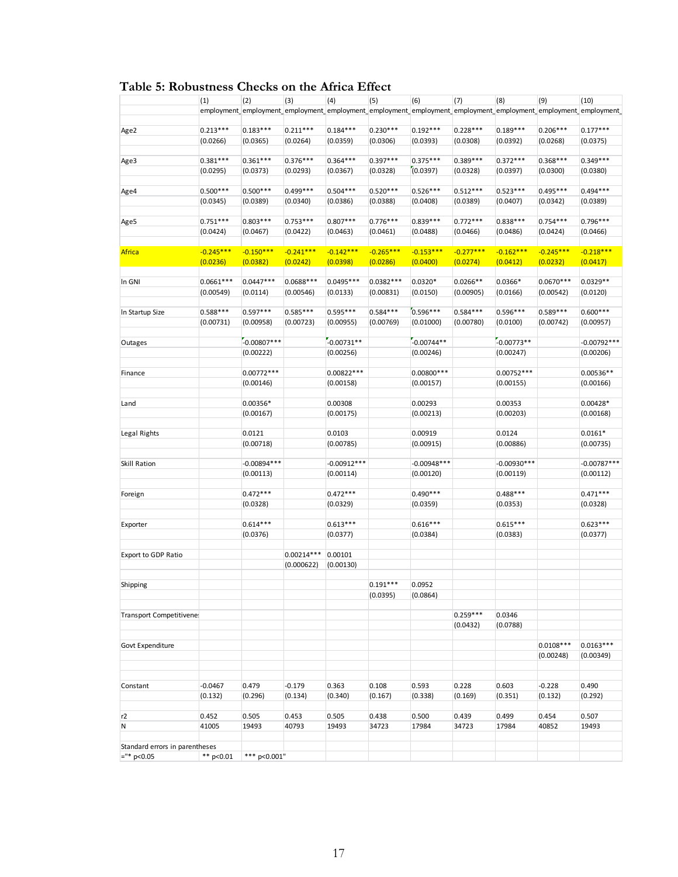# Table 5: Robustness Checks on the Africa Effect

| | (1) | (2) | (3) | (4) | (5) | (6) | (7) | (8) | (9) | (10) |
|---|---|---|---|---|---|---|---|---|---|---|
| | employment_ | employment_ | employment_ | employment_ | employment_ | employment_ | employment_ | employment_ | employment_ | employment_ |
| Age2 | 0.213*** | 0.183*** | 0.211*** | 0.184*** | 0.230*** | 0.192*** | 0.228*** | 0.189*** | 0.206*** | 0.177*** |
| | (0.0266) | (0.0365) | (0.0264) | (0.0359) | (0.0306) | (0.0393) | (0.0308) | (0.0392) | (0.0268) | (0.0375) |
| Age3 | 0.381*** | 0.361*** | 0.376*** | 0.364*** | 0.397*** | 0.375*** | 0.389*** | 0.372*** | 0.368*** | 0.349*** |
| | (0.0295) | (0.0373) | (0.0293) | (0.0367) | (0.0328) | (0.0397) | (0.0328) | (0.0397) | (0.0300) | (0.0380) |
| Age4 | 0.500*** | 0.500*** | 0.499*** | 0.504*** | 0.520*** | 0.526*** | 0.512*** | 0.523*** | 0.495*** | 0.494*** |
| | (0.0345) | (0.0389) | (0.0340) | (0.0386) | (0.0388) | (0.0408) | (0.0389) | (0.0407) | (0.0342) | (0.0389) |
| Age5 | 0.751*** | 0.803*** | 0.753*** | 0.807*** | 0.776*** | 0.839*** | 0.772*** | 0.838*** | 0.754*** | 0.796*** |
| | (0.0424) | (0.0467) | (0.0422) | (0.0463) | (0.0461) | (0.0488) | (0.0466) | (0.0486) | (0.0424) | (0.0466) |
| Africa | -0.245*** | -0.150*** | -0.241*** | -0.142*** | -0.265*** | -0.153*** | -0.277*** | -0.162*** | -0.245*** | -0.218*** |
| | (0.0236) | (0.0382) | (0.0242) | (0.0398) | (0.0286) | (0.0400) | (0.0274) | (0.0412) | (0.0232) | (0.0417) |
| ln GNI | 0.0661*** | 0.0447*** | 0.0688*** | 0.0495*** | 0.0382*** | 0.0320* | 0.0266** | 0.0366* | 0.0670*** | 0.0329** |
| | (0.00549) | (0.0114) | (0.00546) | (0.0133) | (0.00831) | (0.0150) | (0.00905) | (0.0166) | (0.00542) | (0.0120) |
| ln Startup Size | 0.588*** | 0.597*** | 0.585*** | 0.595*** | 0.584*** | 0.596*** | 0.584*** | 0.596*** | 0.589*** | 0.600*** |
| | (0.00731) | (0.00958) | (0.00723) | (0.00955) | (0.00769) | (0.01000) | (0.00780) | (0.0100) | (0.00742) | (0.00957) |
| Outages | | -0.00807*** | | -0.00731** | | -0.00744** | | -0.00773** | | -0.00792*** |
| | | (0.00222) | | (0.00256) | | (0.00246) | | (0.00247) | | (0.00206) |
| Finance | | 0.00772*** | | 0.00822*** | | 0.00800*** | | 0.00752*** | | 0.00536** |
| | | (0.00146) | | (0.00158) | | (0.00157) | | (0.00155) | | (0.00166) |
| Land | | 0.00356* | | 0.00308 | | 0.00293 | | 0.00353 | | 0.00428* |
| | | (0.00167) | | (0.00175) | | (0.00213) | | (0.00203) | | (0.00168) |
| Legal Rights | | 0.0121 | | 0.0103 | | 0.00919 | | 0.0124 | | 0.0161* |
| | | (0.00718) | | (0.00785) | | (0.00915) | | (0.00886) | | (0.00735) |
| Skill Ration | | -0.00894*** | | -0.00912*** | | -0.00948*** | | -0.00930*** | | -0.00787*** |
| | | (0.00113) | | (0.00114) | | (0.00120) | | (0.00119) | | (0.00112) |
| Foreign | | 0.472*** | | 0.472*** | | 0.490*** | | 0.488*** | | 0.471*** |
| | | (0.0328) | | (0.0329) | | (0.0359) | | (0.0353) | | (0.0328) |
| Exporter | | 0.614*** | | 0.613*** | | 0.616*** | | 0.615*** | | 0.623*** |
| | | (0.0376) | | (0.0377) | | (0.0384) | | (0.0383) | | (0.0377) |
| Export to GDP Ratio | | | 0.00214*** | 0.00101 | | | | | | |
| | | | (0.000622) | (0.00130) | | | | | | |
| Shipping | | | | | 0.191*** | 0.0952 | | | | |
| | | | | | (0.0395) | (0.0864) | | | | |
| Transport Competitivene | | | | | | | 0.259*** | 0.0346 | | |
| | | | | | | | (0.0432) | (0.0788) | | |
| Govt Expenditure | | | | | | | | | 0.0108*** | 0.0163*** |
| | | | | | | | | | (0.00248) | (0.00349) |
| Constant | -0.0467 | 0.479 | -0.179 | 0.363 | 0.108 | 0.593 | 0.228 | 0.603 | -0.228 | 0.490 |
| | (0.132) | (0.296) | (0.134) | (0.340) | (0.167) | (0.338) | (0.169) | (0.351) | (0.132) | (0.292) |
| r2 | 0.452 | 0.505 | 0.453 | 0.505 | 0.438 | 0.500 | 0.439 | 0.499 | 0.454 | 0.507 |
| N | 41005 | 19493 | 40793 | 19493 | 34723 | 17984 | 34723 | 17984 | 40852 | 19493 |

Standard errors in parentheses
="* p<0.05 ** p<0.01 *** p<0.001"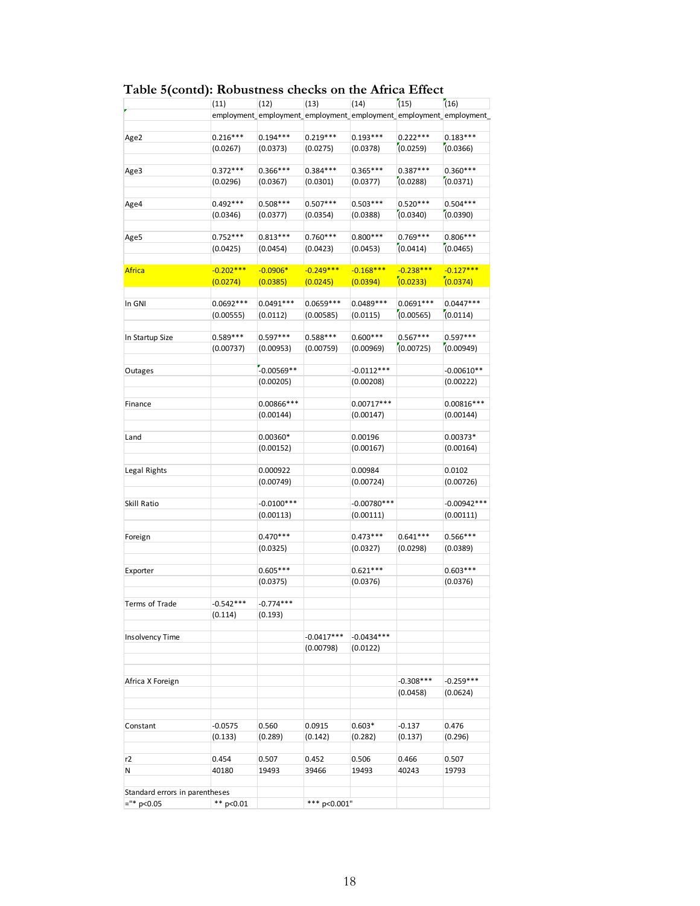## Table 5(contd): Robustness checks on the Africa Effect

| | (11) | (12) | (13) | (14) | (15) | (16) |
|---|---|---|---|---|---|---|
| | employment_ | employment_ | employment_ | employment_ | employment_ | employment_ |
| Age2 | 0.216*** | 0.194*** | 0.219*** | 0.193*** | 0.222*** | 0.183*** |
| | (0.0267) | (0.0373) | (0.0275) | (0.0378) | (0.0259) | (0.0366) |
| Age3 | 0.372*** | 0.366*** | 0.384*** | 0.365*** | 0.387*** | 0.360*** |
| | (0.0296) | (0.0367) | (0.0301) | (0.0377) | (0.0288) | (0.0371) |
| Age4 | 0.492*** | 0.508*** | 0.507*** | 0.503*** | 0.520*** | 0.504*** |
| | (0.0346) | (0.0377) | (0.0354) | (0.0388) | (0.0340) | (0.0390) |
| Age5 | 0.752*** | 0.813*** | 0.760*** | 0.800*** | 0.769*** | 0.806*** |
| | (0.0425) | (0.0454) | (0.0423) | (0.0453) | (0.0414) | (0.0465) |
| Africa | -0.202*** | -0.0906* | -0.249*** | -0.168*** | -0.238*** | -0.127*** |
| | (0.0274) | (0.0385) | (0.0245) | (0.0394) | (0.0233) | (0.0374) |
| ln GNI | 0.0692*** | 0.0491*** | 0.0659*** | 0.0489*** | 0.0691*** | 0.0447*** |
| | (0.00555) | (0.0112) | (0.00585) | (0.0115) | (0.00565) | (0.0114) |
| ln Startup Size | 0.589*** | 0.597*** | 0.588*** | 0.600*** | 0.567*** | 0.597*** |
| | (0.00737) | (0.00953) | (0.00759) | (0.00969) | (0.00725) | (0.00949) |
| Outages | | -0.00569** | | -0.0112*** | | -0.00610** |
| | | (0.00205) | | (0.00208) | | (0.00222) |
| Finance | | 0.00866*** | | 0.00717*** | | 0.00816*** |
| | | (0.00144) | | (0.00147) | | (0.00144) |
| Land | | 0.00360* | | 0.00196 | | 0.00373* |
| | | (0.00152) | | (0.00167) | | (0.00164) |
| Legal Rights | | 0.000922 | | 0.00984 | | 0.0102 |
| | | (0.00749) | | (0.00724) | | (0.00726) |
| Skill Ratio | | -0.0100*** | | -0.00780*** | | -0.00942*** |
| | | (0.00113) | | (0.00111) | | (0.00111) |
| Foreign | | 0.470*** | | 0.473*** | 0.641*** | 0.566*** |
| | | (0.0325) | | (0.0327) | (0.0298) | (0.0389) |
| Exporter | | 0.605*** | | 0.621*** | | 0.603*** |
| | | (0.0375) | | (0.0376) | | (0.0376) |
| Terms of Trade | -0.542*** | -0.774*** | | | | |
| | (0.114) | (0.193) | | | | |
| Insolvency Time | | | -0.0417*** | -0.0434*** | | |
| | | | (0.00798) | (0.0122) | | |
| Africa X Foreign | | | | | -0.308*** | -0.259*** |
| | | | | | (0.0458) | (0.0624) |
| Constant | -0.0575 | 0.560 | 0.0915 | 0.603* | -0.137 | 0.476 |
| | (0.133) | (0.289) | (0.142) | (0.282) | (0.137) | (0.296) |
| r2 | 0.454 | 0.507 | 0.452 | 0.506 | 0.466 | 0.507 |
| N | 40180 | 19493 | 39466 | 19493 | 40243 | 19793 |

Standard errors in parentheses

="* p<0.05 ** p<0.01 *** p<0.001"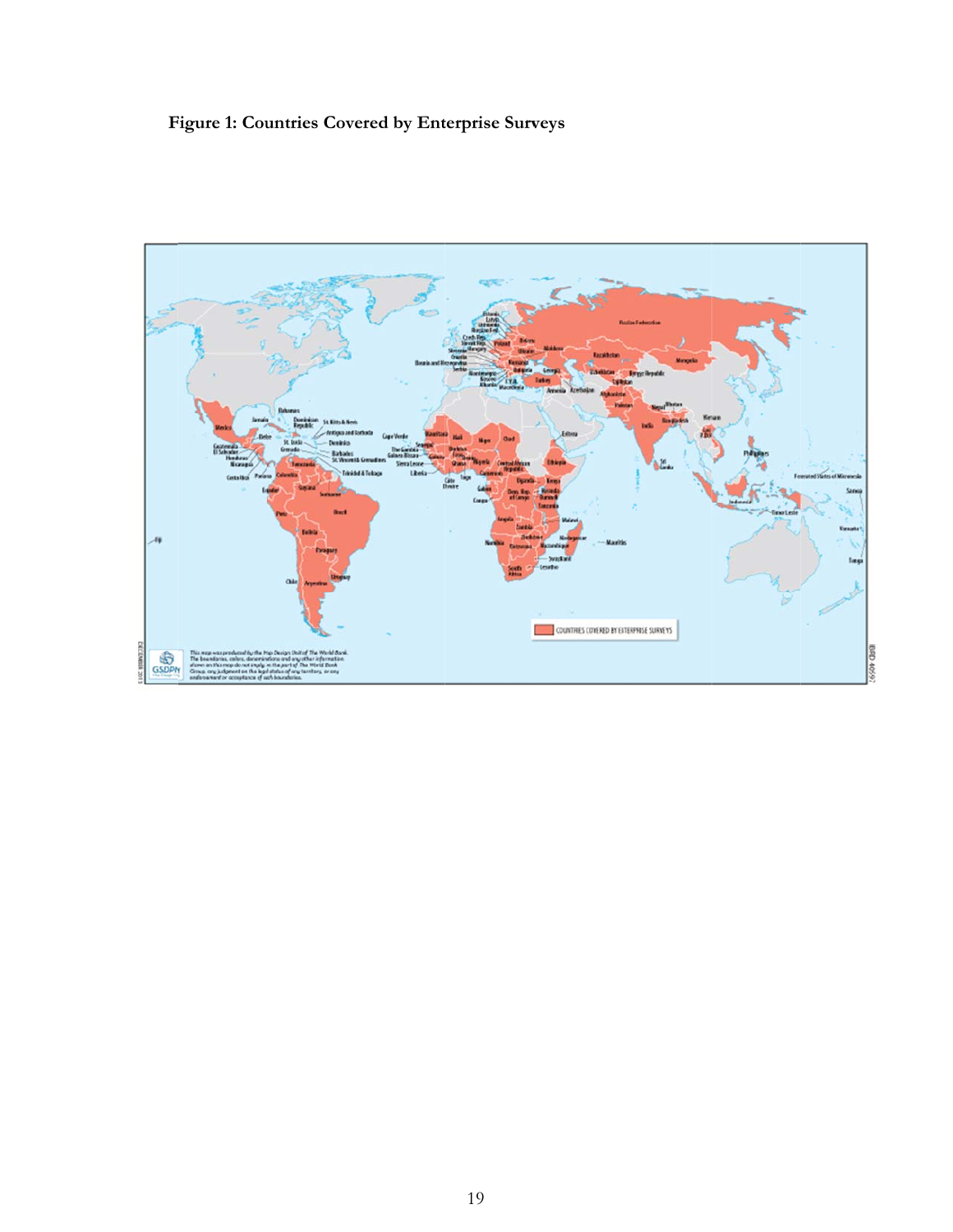**Figure 1: Countries Covered by Enterprise Surveys**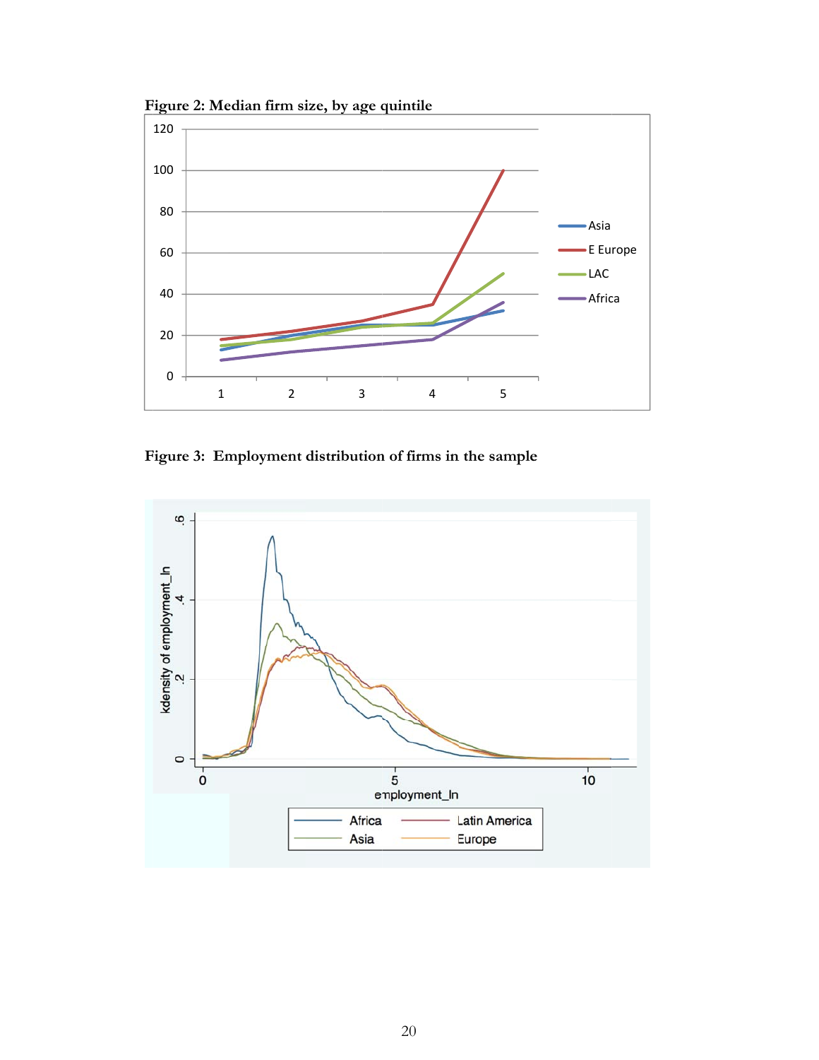**Figure 2: Median firm size, by age quintile**

**Figure 3: Employment distribution of firms in the sample**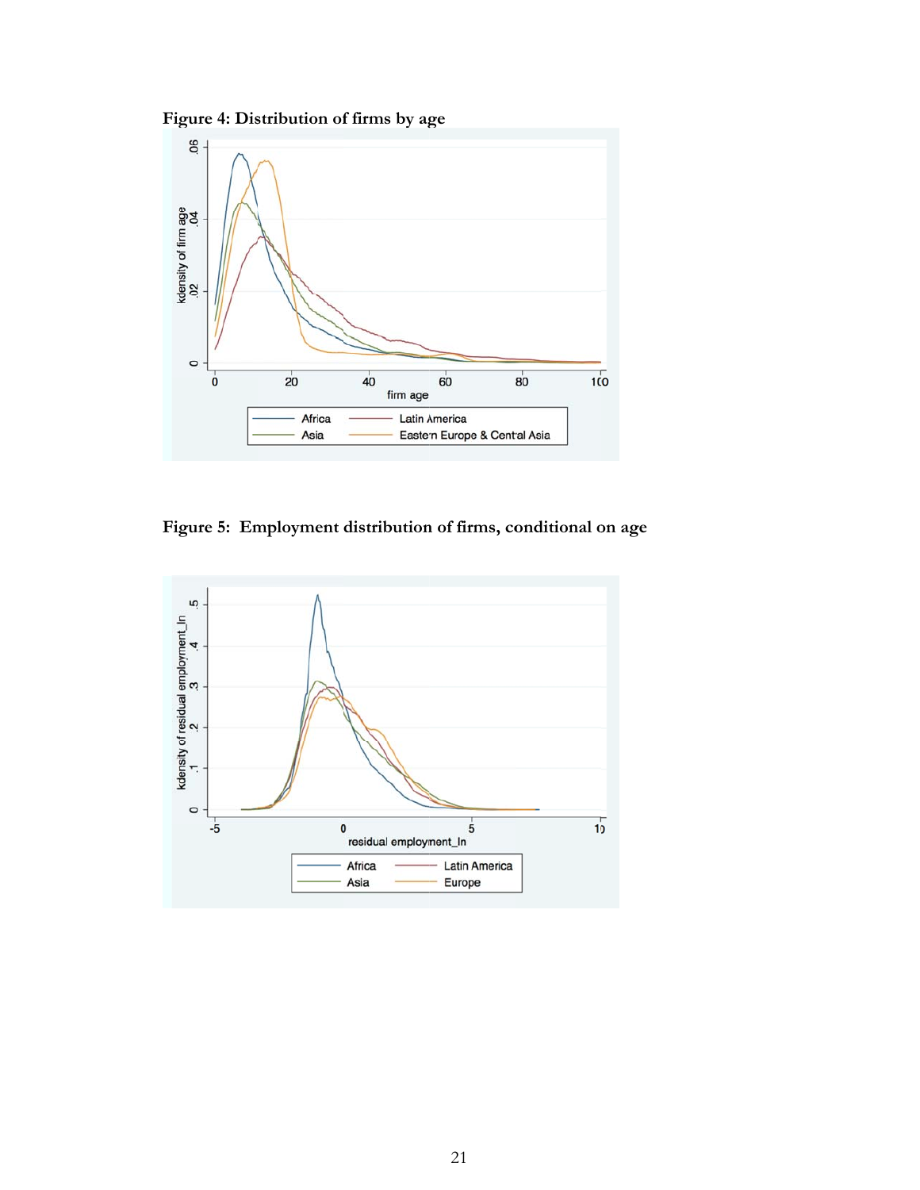**Figure 4: Distribution of firms by age**

**Figure 5: Employment distribution of firms, conditional on age**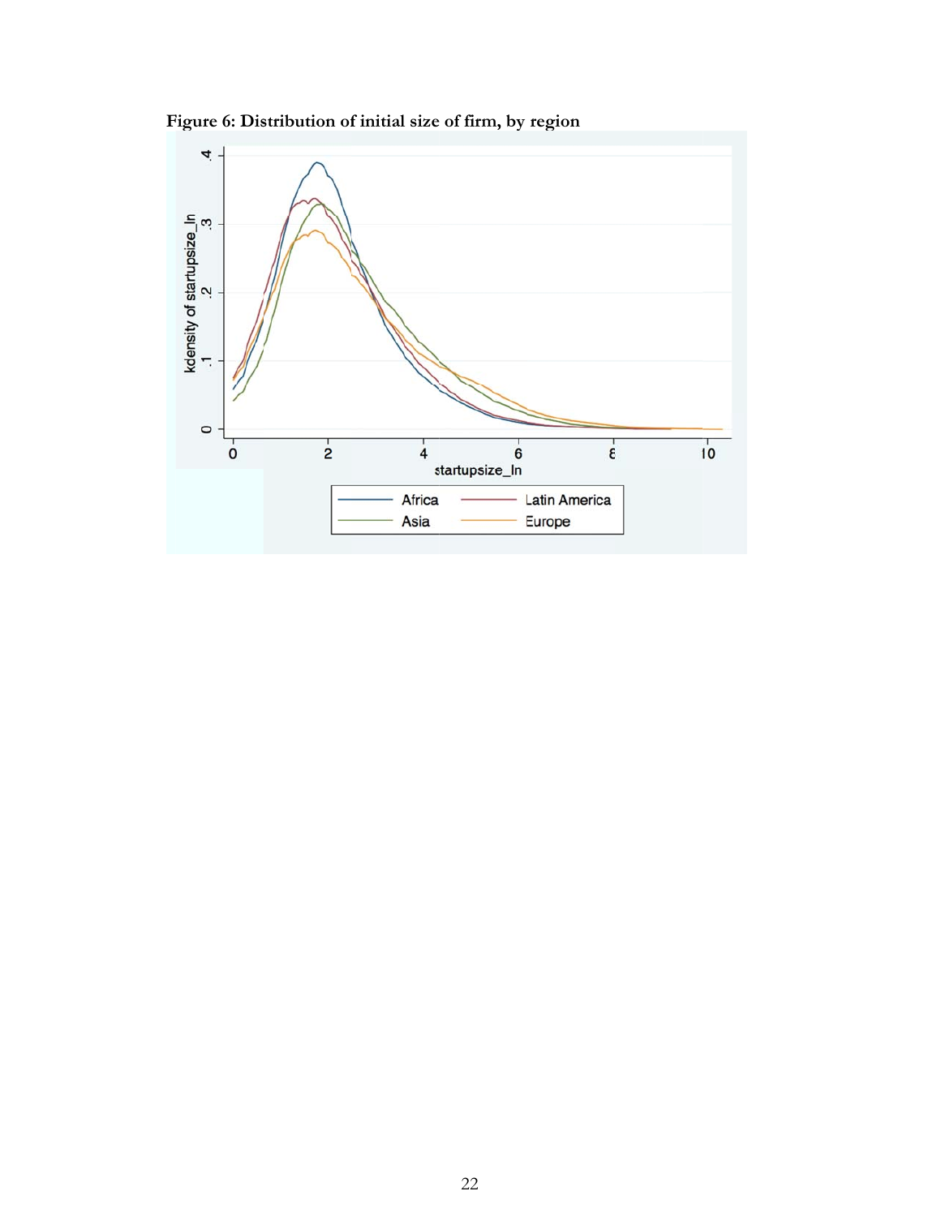**Figure 6: Distribution of initial size of firm, by region**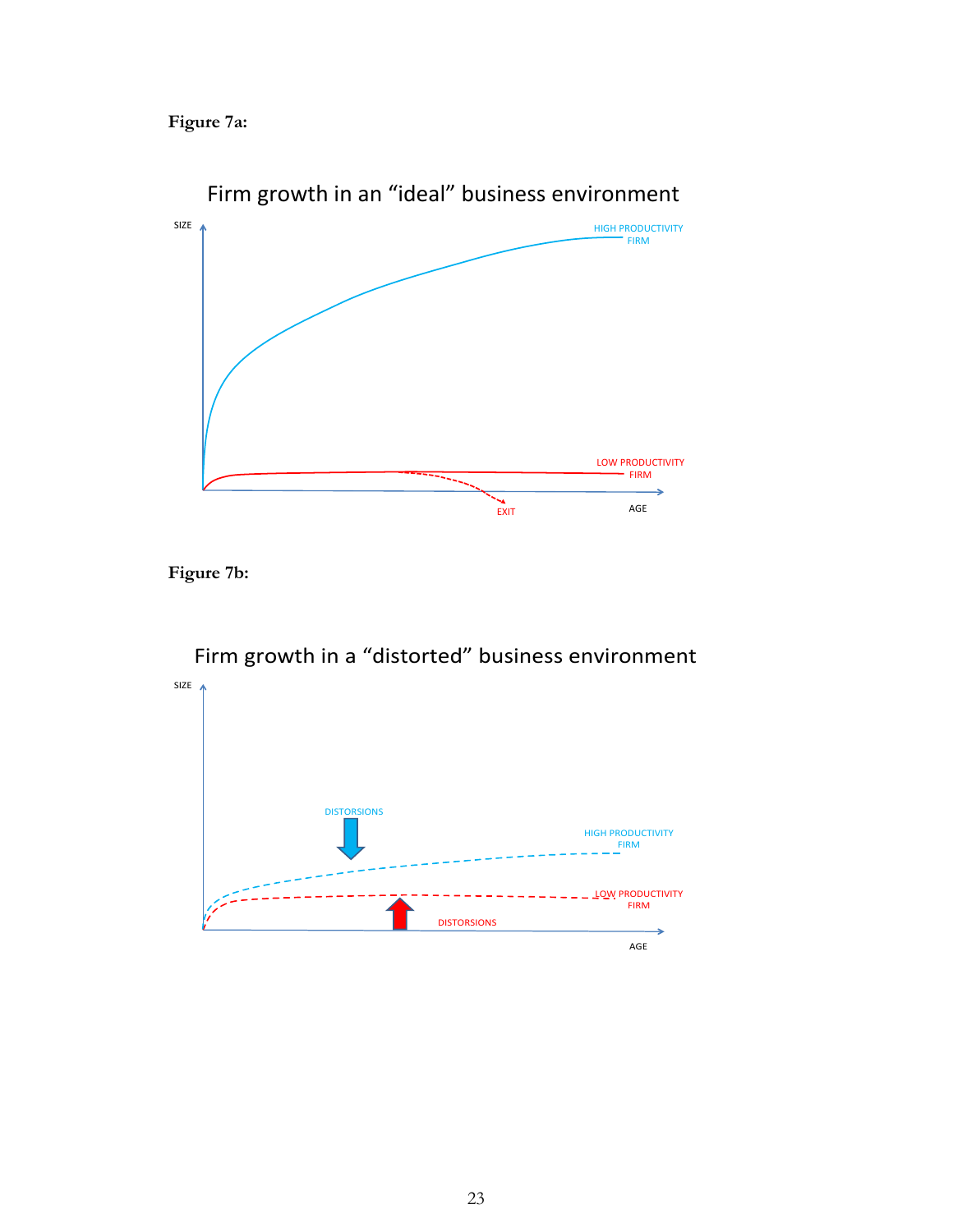**Figure 7a:**

Firm growth in an "ideal" business environment

SIZE

HIGH PRODUCTIVITY FIRM

LOW PRODUCTIVITY FIRM

EXIT

AGE

**Figure 7b:**

Firm growth in a "distorted" business environment

SIZE

DISTORSIONS

HIGH PRODUCTIVITY FIRM

LOW PRODUCTIVITY FIRM

DISTORSIONS

AGE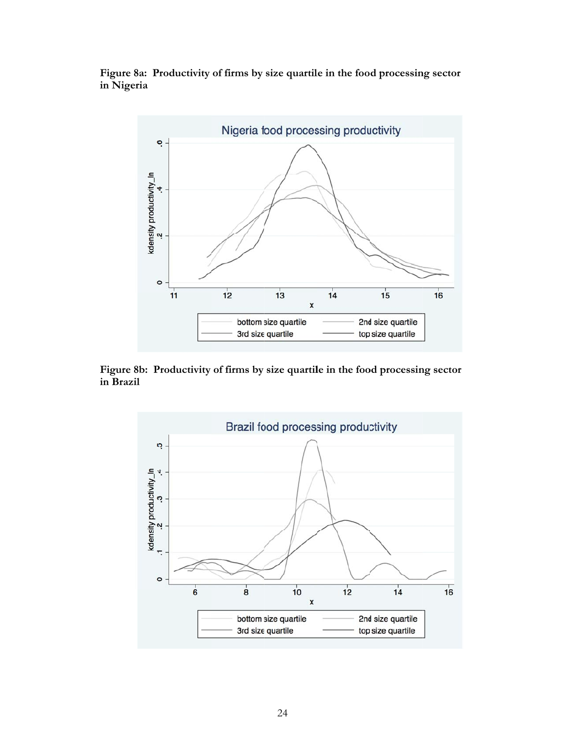**Figure 8a: Productivity of firms by size quartile in the food processing sector in Nigeria**

**Figure 8b: Productivity of firms by size quartile in the food processing sector in Brazil**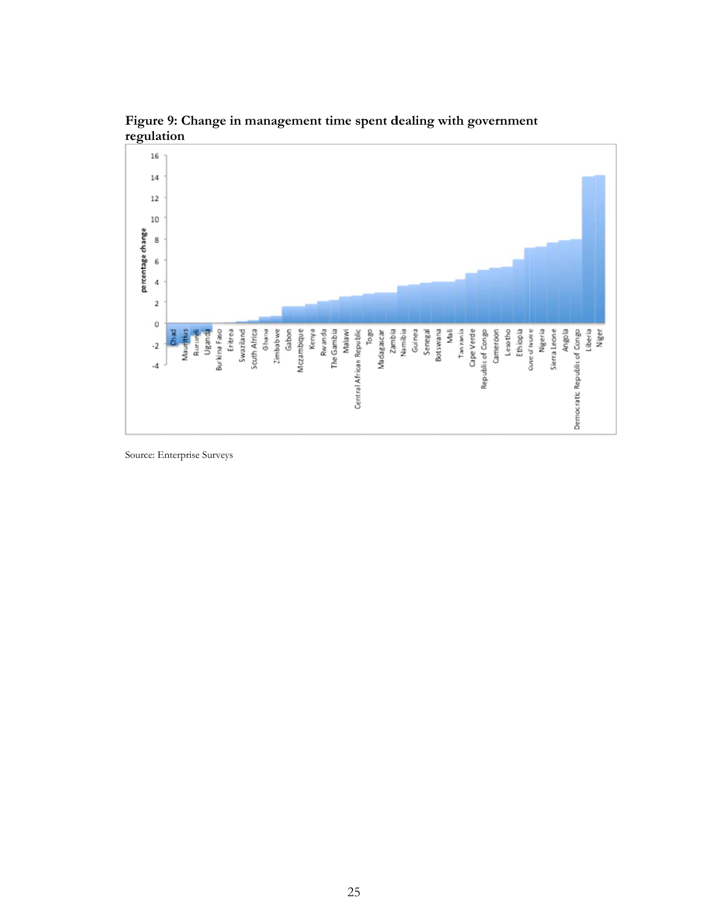**Figure 9: Change in management time spent dealing with government regulation**

Source: Enterprise Surveys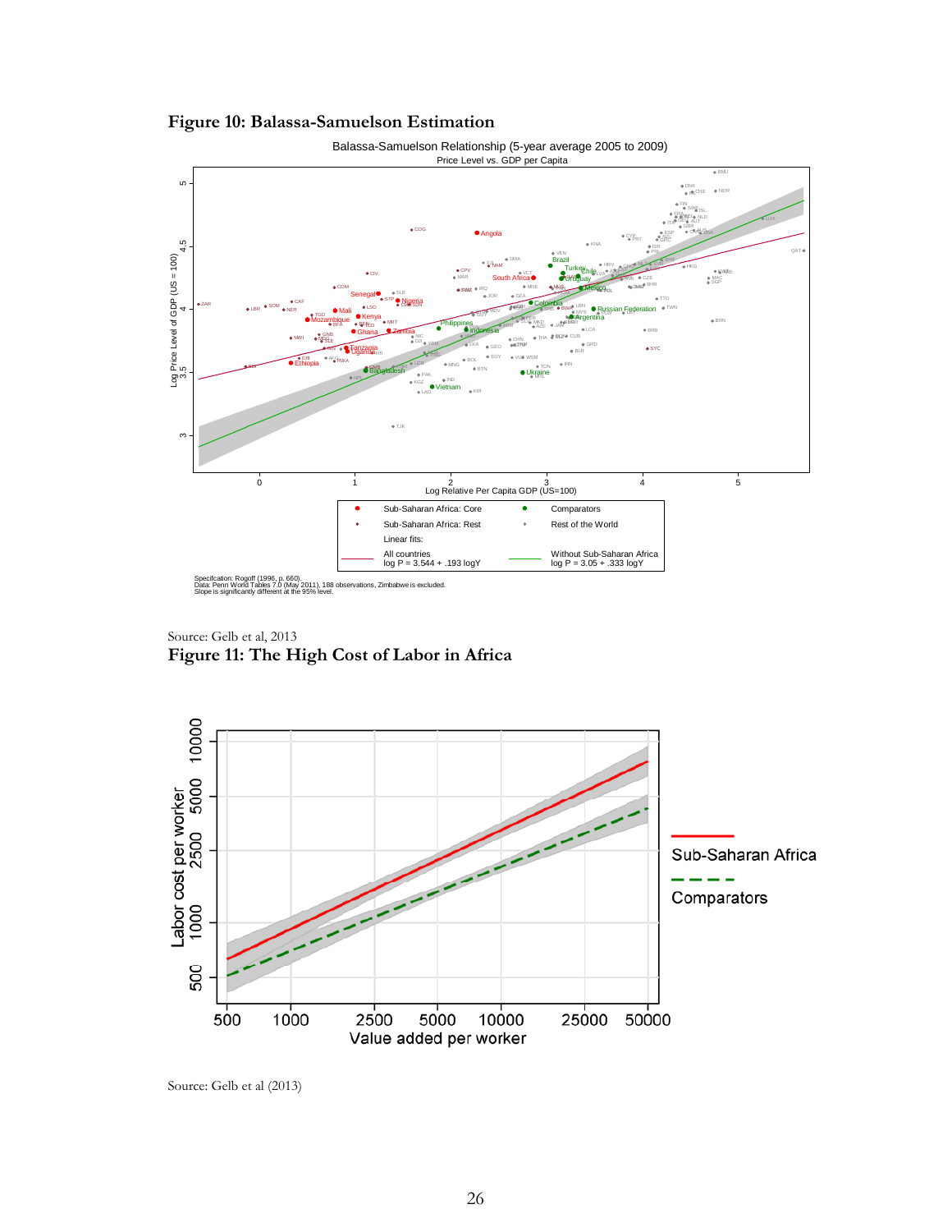**Figure 10: Balassa-Samuelson Estimation**

Balassa-Samuelson Relationship (5-year average 2005 to 2009)
Price Level vs. GDP per Capita

Specifcation: Rogoff (1996, p. 660).
Data: Penn World Tables 7.0 (May 2011), 188 observations, Zimbabwe is excluded.
Slope is significantly different at the 95% level.

Source: Gelb et al, 2013

**Figure 11: The High Cost of Labor in Africa**

Source: Gelb et al (2013)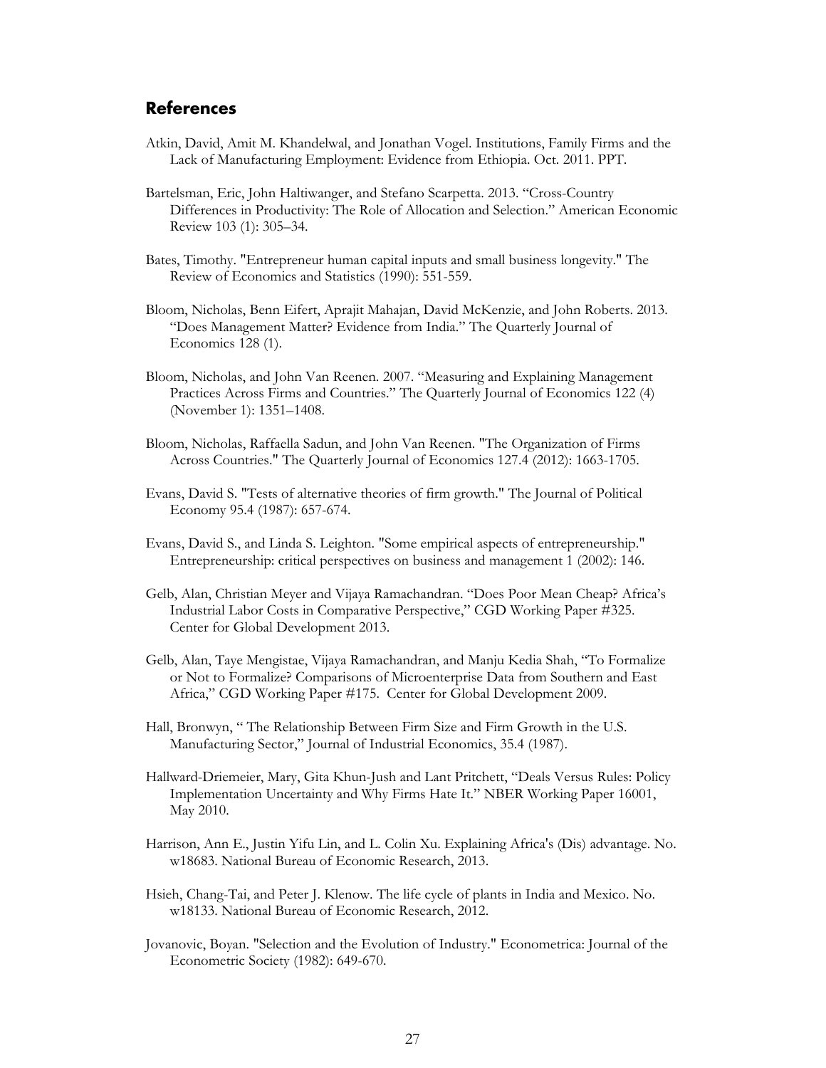## References

Atkin, David, Amit M. Khandelwal, and Jonathan Vogel. Institutions, Family Firms and the Lack of Manufacturing Employment: Evidence from Ethiopia. Oct. 2011. PPT.

Bartelsman, Eric, John Haltiwanger, and Stefano Scarpetta. 2013. "Cross-Country Differences in Productivity: The Role of Allocation and Selection." American Economic Review 103 (1): 305–34.

Bates, Timothy. "Entrepreneur human capital inputs and small business longevity." The Review of Economics and Statistics (1990): 551-559.

Bloom, Nicholas, Benn Eifert, Aprajit Mahajan, David McKenzie, and John Roberts. 2013. "Does Management Matter? Evidence from India." The Quarterly Journal of Economics 128 (1).

Bloom, Nicholas, and John Van Reenen. 2007. "Measuring and Explaining Management Practices Across Firms and Countries." The Quarterly Journal of Economics 122 (4) (November 1): 1351–1408.

Bloom, Nicholas, Raffaella Sadun, and John Van Reenen. "The Organization of Firms Across Countries." The Quarterly Journal of Economics 127.4 (2012): 1663-1705.

Evans, David S. "Tests of alternative theories of firm growth." The Journal of Political Economy 95.4 (1987): 657-674.

Evans, David S., and Linda S. Leighton. "Some empirical aspects of entrepreneurship." Entrepreneurship: critical perspectives on business and management 1 (2002): 146.

Gelb, Alan, Christian Meyer and Vijaya Ramachandran. "Does Poor Mean Cheap? Africa's Industrial Labor Costs in Comparative Perspective," CGD Working Paper #325. Center for Global Development 2013.

Gelb, Alan, Taye Mengistae, Vijaya Ramachandran, and Manju Kedia Shah, "To Formalize or Not to Formalize? Comparisons of Microenterprise Data from Southern and East Africa," CGD Working Paper #175. Center for Global Development 2009.

Hall, Bronwyn, " The Relationship Between Firm Size and Firm Growth in the U.S. Manufacturing Sector," Journal of Industrial Economics, 35.4 (1987).

Hallward-Driemeier, Mary, Gita Khun-Jush and Lant Pritchett, "Deals Versus Rules: Policy Implementation Uncertainty and Why Firms Hate It." NBER Working Paper 16001, May 2010.

Harrison, Ann E., Justin Yifu Lin, and L. Colin Xu. Explaining Africa's (Dis) advantage. No. w18683. National Bureau of Economic Research, 2013.

Hsieh, Chang-Tai, and Peter J. Klenow. The life cycle of plants in India and Mexico. No. w18133. National Bureau of Economic Research, 2012.

Jovanovic, Boyan. "Selection and the Evolution of Industry." Econometrica: Journal of the Econometric Society (1982): 649-670.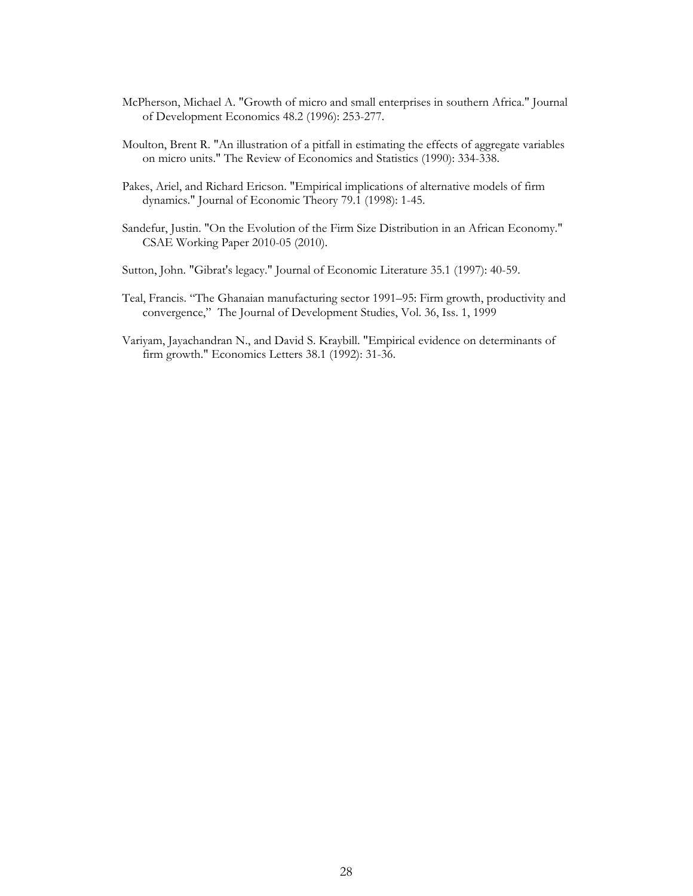McPherson, Michael A. "Growth of micro and small enterprises in southern Africa." Journal of Development Economics 48.2 (1996): 253-277.

Moulton, Brent R. "An illustration of a pitfall in estimating the effects of aggregate variables on micro units." The Review of Economics and Statistics (1990): 334-338.

Pakes, Ariel, and Richard Ericson. "Empirical implications of alternative models of firm dynamics." Journal of Economic Theory 79.1 (1998): 1-45.

Sandefur, Justin. "On the Evolution of the Firm Size Distribution in an African Economy." CSAE Working Paper 2010-05 (2010).

Sutton, John. "Gibrat's legacy." Journal of Economic Literature 35.1 (1997): 40-59.

Teal, Francis. "The Ghanaian manufacturing sector 1991–95: Firm growth, productivity and convergence," The Journal of Development Studies, Vol. 36, Iss. 1, 1999

Variyam, Jayachandran N., and David S. Kraybill. "Empirical evidence on determinants of firm growth." Economics Letters 38.1 (1992): 31-36.